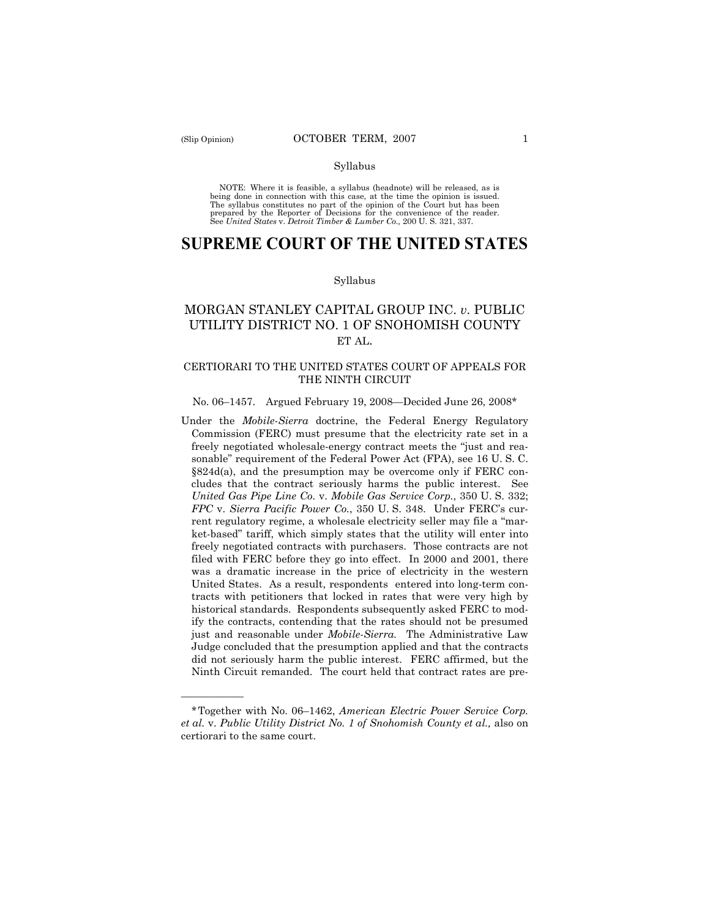Syllabus

NOTE: Where it is feasible, a syllabus (headnote) will be released, as is being done in connection with this case, at the time the opinion is issued. The syllabus constitutes no part of the opinion of the Court but has been prepared by the Reporter of Decisions for the convenience of the reader. See *United States* v. *Detroit Timber & Lumber Co.,* 200 U. S. 321, 337.

# SUPREME COURT OF THE UNITED STATES

Syllabus

## MORGAN STANLEY CAPITAL GROUP INC. *v*. PUBLIC UTILITY DISTRICT NO. 1 OF SNOHOMISH COUNTY ET AL.

### CERTIORARI TO THE UNITED STATES COURT OF APPEALS FOR THE NINTH CIRCUIT

No. 06–1457. Argued February 19, 2008—Decided June 26, 2008*

Under the *Mobile-Sierra* doctrine, the Federal Energy Regulatory Commission (FERC) must presume that the electricity rate set in a freely negotiated wholesale-energy contract meets the "just and reasonable" requirement of the Federal Power Act (FPA), see 16 U. S. C. §824d(a), and the presumption may be overcome only if FERC concludes that the contract seriously harms the public interest. See *United Gas Pipe Line Co.* v. *Mobile Gas Service Corp.*, 350 U. S. 332; *FPC* v. *Sierra Pacific Power Co.*, 350 U. S. 348. Under FERC's current regulatory regime, a wholesale electricity seller may file a "market-based" tariff, which simply states that the utility will enter into freely negotiated contracts with purchasers. Those contracts are not filed with FERC before they go into effect. In 2000 and 2001, there was a dramatic increase in the price of electricity in the western United States. As a result, respondents entered into long-term contracts with petitioners that locked in rates that were very high by historical standards. Respondents subsequently asked FERC to modify the contracts, contending that the rates should not be presumed just and reasonable under *Mobile-Sierra.* The Administrative Law Judge concluded that the presumption applied and that the contracts did not seriously harm the public interest. FERC affirmed, but the Ninth Circuit remanded. The court held that contract rates are pre-

---

*Together with No. 06–1462, *American Electric Power Service Corp. et al.* v. *Public Utility District No. 1 of Snohomish County et al.,* also on certiorari to the same court.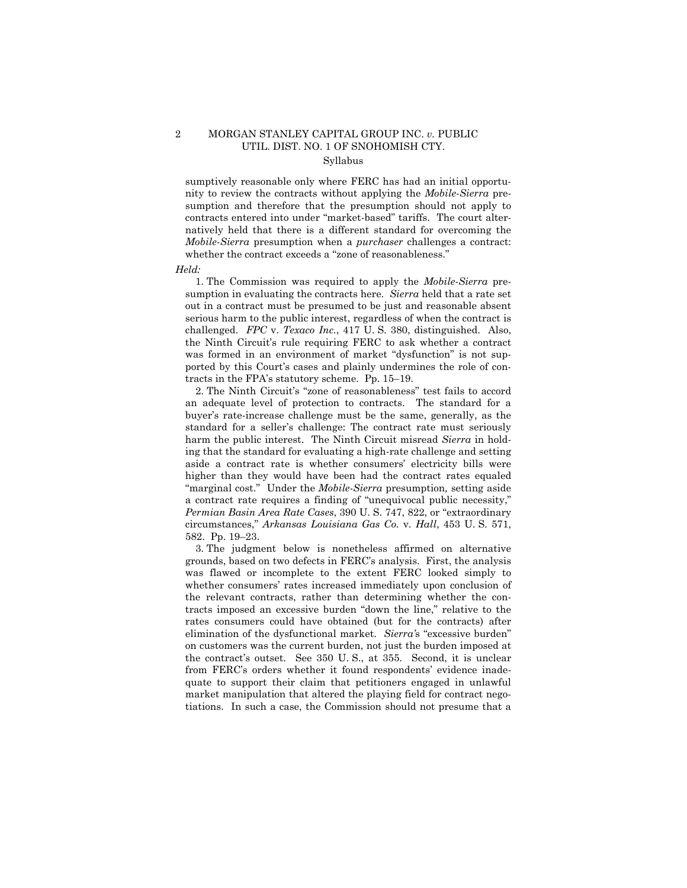sumptively reasonable only where FERC has had an initial opportunity to review the contracts without applying the *Mobile-Sierra* presumption and therefore that the presumption should not apply to contracts entered into under "market-based" tariffs. The court alternatively held that there is a different standard for overcoming the *Mobile-Sierra* presumption when a *purchaser* challenges a contract: whether the contract exceeds a "zone of reasonableness."

*Held:*

1. The Commission was required to apply the *Mobile-Sierra* presumption in evaluating the contracts here. *Sierra* held that a rate set out in a contract must be presumed to be just and reasonable absent serious harm to the public interest, regardless of when the contract is challenged. *FPC* v. *Texaco Inc.*, 417 U. S. 380, distinguished. Also, the Ninth Circuit's rule requiring FERC to ask whether a contract was formed in an environment of market "dysfunction" is not supported by this Court's cases and plainly undermines the role of contracts in the FPA's statutory scheme. Pp. 15–19.

2. The Ninth Circuit's "zone of reasonableness" test fails to accord an adequate level of protection to contracts. The standard for a buyer's rate-increase challenge must be the same, generally, as the standard for a seller's challenge: The contract rate must seriously harm the public interest. The Ninth Circuit misread *Sierra* in holding that the standard for evaluating a high-rate challenge and setting aside a contract rate is whether consumers' electricity bills were higher than they would have been had the contract rates equaled "marginal cost." Under the *Mobile-Sierra* presumption*,* setting aside a contract rate requires a finding of "unequivocal public necessity," *Permian Basin Area Rate Cases*, 390 U. S. 747, 822, or "extraordinary circumstances," *Arkansas Louisiana Gas Co.* v. *Hall*, 453 U. S. 571, 582. Pp. 19–23.

3. The judgment below is nonetheless affirmed on alternative grounds, based on two defects in FERC's analysis. First, the analysis was flawed or incomplete to the extent FERC looked simply to whether consumers' rates increased immediately upon conclusion of the relevant contracts, rather than determining whether the contracts imposed an excessive burden "down the line," relative to the rates consumers could have obtained (but for the contracts) after elimination of the dysfunctional market. *Sierra*'s "excessive burden" on customers was the current burden, not just the burden imposed at the contract's outset. See 350 U. S., at 355. Second, it is unclear from FERC's orders whether it found respondents' evidence inadequate to support their claim that petitioners engaged in unlawful market manipulation that altered the playing field for contract negotiations. In such a case, the Commission should not presume that a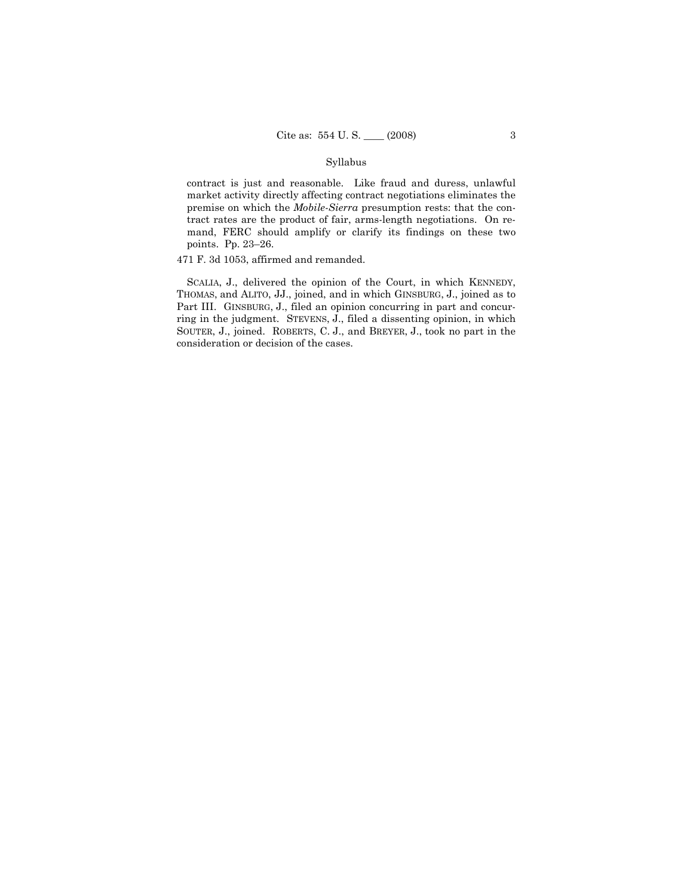contract is just and reasonable. Like fraud and duress, unlawful market activity directly affecting contract negotiations eliminates the premise on which the *Mobile-Sierra* presumption rests: that the contract rates are the product of fair, arms-length negotiations. On remand, FERC should amplify or clarify its findings on these two points. Pp. 23–26.

471 F. 3d 1053, affirmed and remanded.

SCALIA, J., delivered the opinion of the Court, in which KENNEDY, THOMAS, and ALITO, JJ., joined, and in which GINSBURG, J., joined as to Part III. GINSBURG, J., filed an opinion concurring in part and concurring in the judgment. STEVENS, J., filed a dissenting opinion, in which SOUTER, J., joined. ROBERTS, C. J., and BREYER, J., took no part in the consideration or decision of the cases.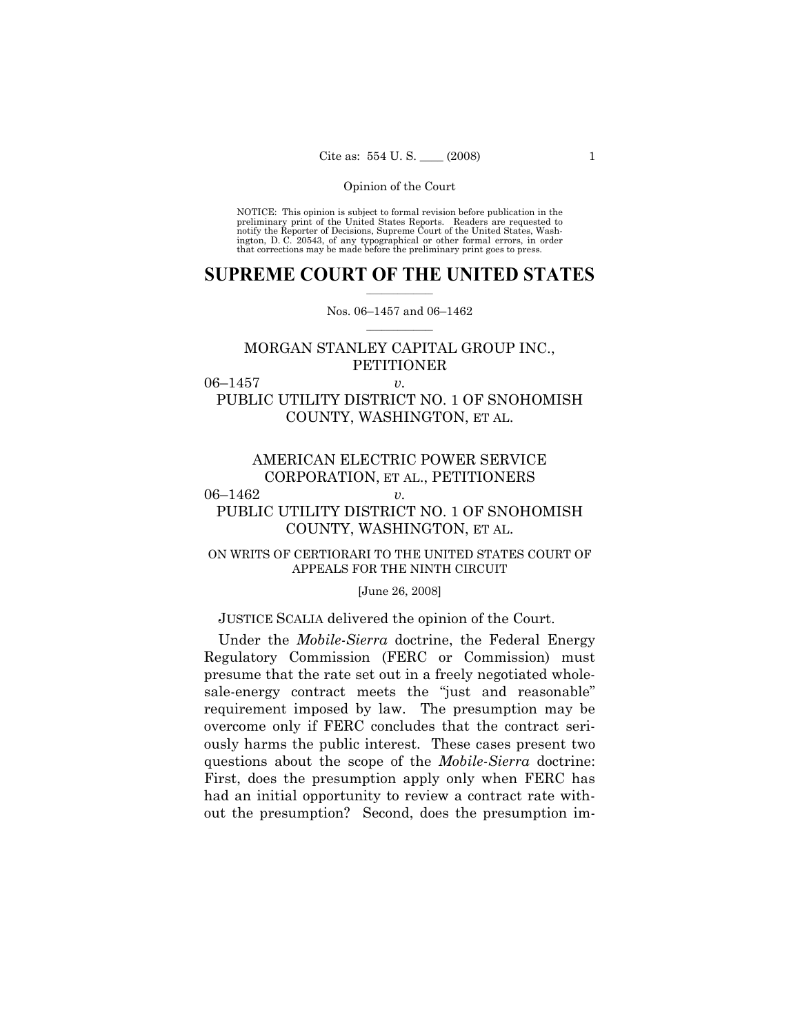NOTICE: This opinion is subject to formal revision before publication in the preliminary print of the United States Reports. Readers are requested to notify the Reporter of Decisions, Supreme Court of the United States, Washington, D. C. 20543, of any typographical or other formal errors, in order that corrections may be made before the preliminary print goes to press.

# SUPREME COURT OF THE UNITED STATES

Nos. 06–1457 and 06–1462

MORGAN STANLEY CAPITAL GROUP INC., PETITIONER

06–1457 *v.*

PUBLIC UTILITY DISTRICT NO. 1 OF SNOHOMISH COUNTY, WASHINGTON, ET AL.

AMERICAN ELECTRIC POWER SERVICE CORPORATION, ET AL., PETITIONERS

06–1462 *v.*

PUBLIC UTILITY DISTRICT NO. 1 OF SNOHOMISH COUNTY, WASHINGTON, ET AL.

ON WRITS OF CERTIORARI TO THE UNITED STATES COURT OF APPEALS FOR THE NINTH CIRCUIT

[June 26, 2008]

JUSTICE SCALIA delivered the opinion of the Court.

Under the *Mobile-Sierra* doctrine, the Federal Energy Regulatory Commission (FERC or Commission) must presume that the rate set out in a freely negotiated wholesale-energy contract meets the "just and reasonable" requirement imposed by law. The presumption may be overcome only if FERC concludes that the contract seriously harms the public interest. These cases present two questions about the scope of the *Mobile-Sierra* doctrine: First, does the presumption apply only when FERC has had an initial opportunity to review a contract rate without the presumption? Second, does the presumption im-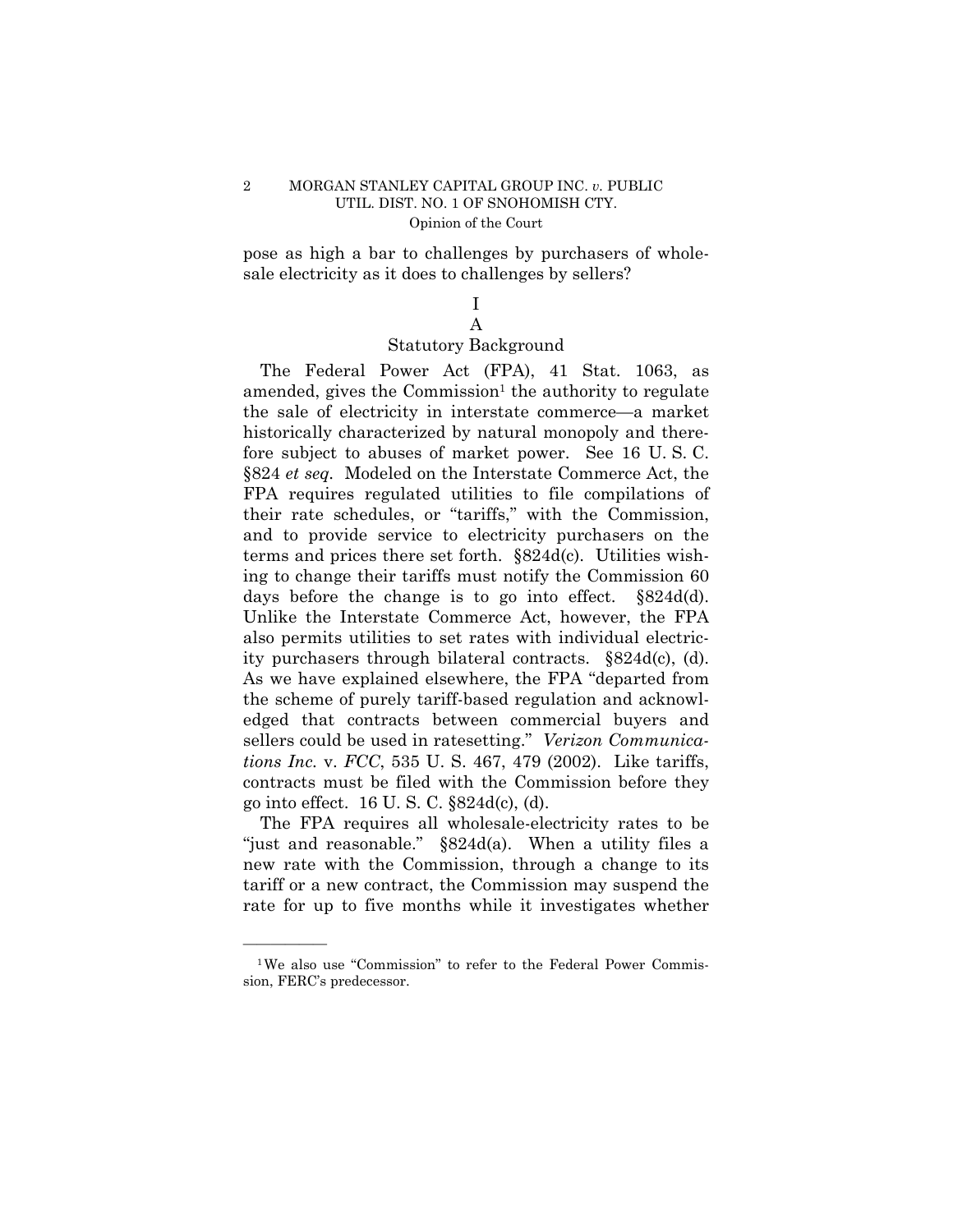pose as high a bar to challenges by purchasers of wholesale electricity as it does to challenges by sellers?

# I

## A

### Statutory Background

The Federal Power Act (FPA), 41 Stat. 1063, as amended, gives the Commission[1] the authority to regulate the sale of electricity in interstate commerce—a market historically characterized by natural monopoly and therefore subject to abuses of market power. See 16 U. S. C. §824 *et seq.* Modeled on the Interstate Commerce Act, the FPA requires regulated utilities to file compilations of their rate schedules, or "tariffs," with the Commission, and to provide service to electricity purchasers on the terms and prices there set forth. §824d(c). Utilities wishing to change their tariffs must notify the Commission 60 days before the change is to go into effect. §824d(d). Unlike the Interstate Commerce Act, however, the FPA also permits utilities to set rates with individual electricity purchasers through bilateral contracts. §824d(c), (d). As we have explained elsewhere, the FPA "departed from the scheme of purely tariff-based regulation and acknowledged that contracts between commercial buyers and sellers could be used in ratesetting." *Verizon Communications Inc.* v. *FCC*, 535 U. S. 467, 479 (2002). Like tariffs, contracts must be filed with the Commission before they go into effect. 16 U. S. C. §824d(c), (d).

The FPA requires all wholesale-electricity rates to be "just and reasonable." §824d(a). When a utility files a new rate with the Commission, through a change to its tariff or a new contract, the Commission may suspend the rate for up to five months while it investigates whether

---

[1] We also use "Commission" to refer to the Federal Power Commission, FERC's predecessor.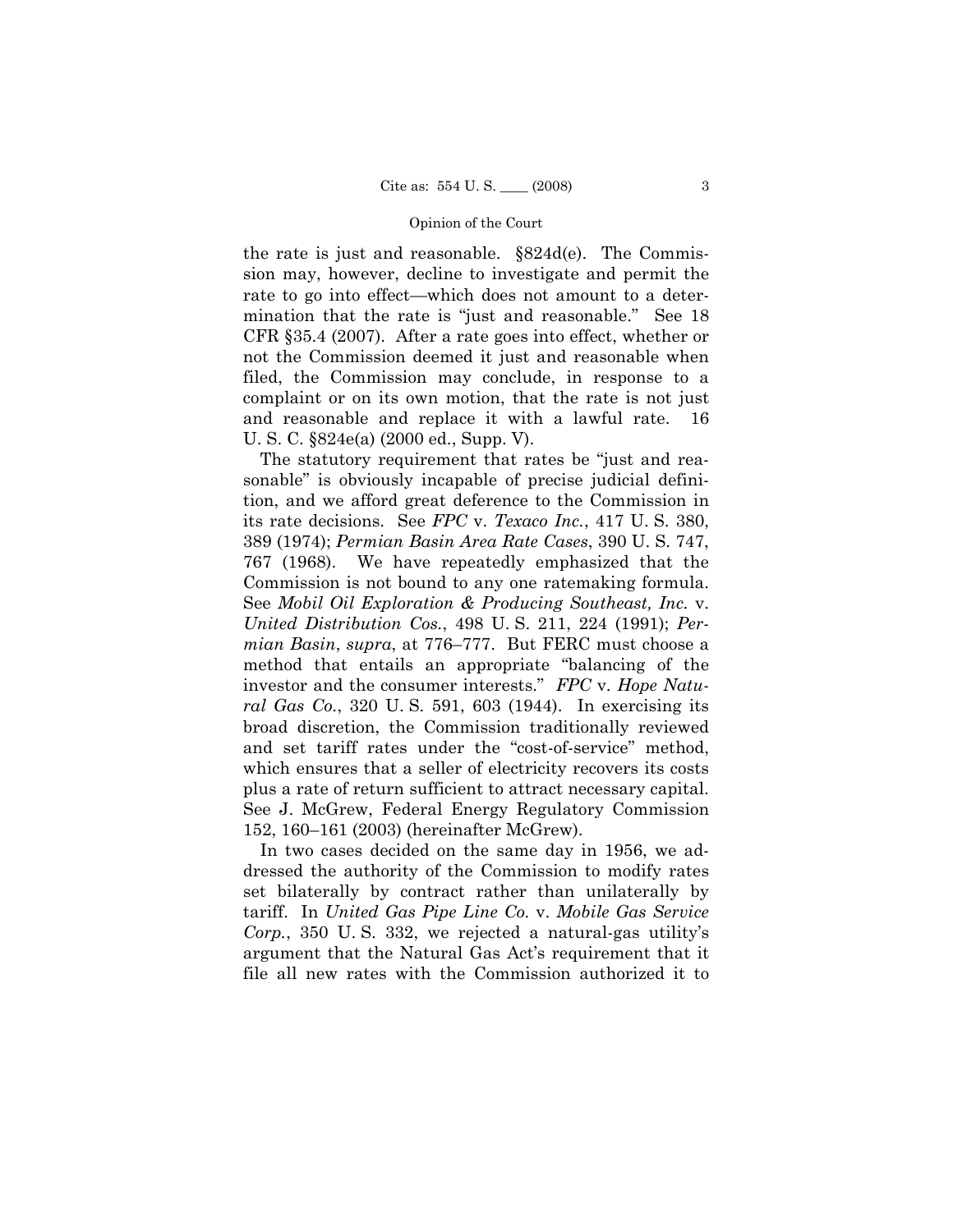the rate is just and reasonable. §824d(e). The Commission may, however, decline to investigate and permit the rate to go into effect—which does not amount to a determination that the rate is "just and reasonable." See 18 CFR §35.4 (2007). After a rate goes into effect, whether or not the Commission deemed it just and reasonable when filed, the Commission may conclude, in response to a complaint or on its own motion, that the rate is not just and reasonable and replace it with a lawful rate. 16 U. S. C. §824e(a) (2000 ed., Supp. V).

The statutory requirement that rates be "just and reasonable" is obviously incapable of precise judicial definition, and we afford great deference to the Commission in its rate decisions. See *FPC* v. *Texaco Inc.*, 417 U. S. 380, 389 (1974); *Permian Basin Area Rate Cases*, 390 U. S. 747, 767 (1968). We have repeatedly emphasized that the Commission is not bound to any one ratemaking formula. See *Mobil Oil Exploration & Producing Southeast, Inc.* v. *United Distribution Cos.*, 498 U. S. 211, 224 (1991); *Permian Basin*, *supra*, at 776–777. But FERC must choose a method that entails an appropriate "balancing of the investor and the consumer interests." *FPC* v. *Hope Natural Gas Co.*, 320 U. S. 591, 603 (1944). In exercising its broad discretion, the Commission traditionally reviewed and set tariff rates under the "cost-of-service" method, which ensures that a seller of electricity recovers its costs plus a rate of return sufficient to attract necessary capital. See J. McGrew, Federal Energy Regulatory Commission 152, 160–161 (2003) (hereinafter McGrew).

In two cases decided on the same day in 1956, we addressed the authority of the Commission to modify rates set bilaterally by contract rather than unilaterally by tariff. In *United Gas Pipe Line Co.* v. *Mobile Gas Service Corp.*, 350 U. S. 332, we rejected a natural-gas utility's argument that the Natural Gas Act's requirement that it file all new rates with the Commission authorized it to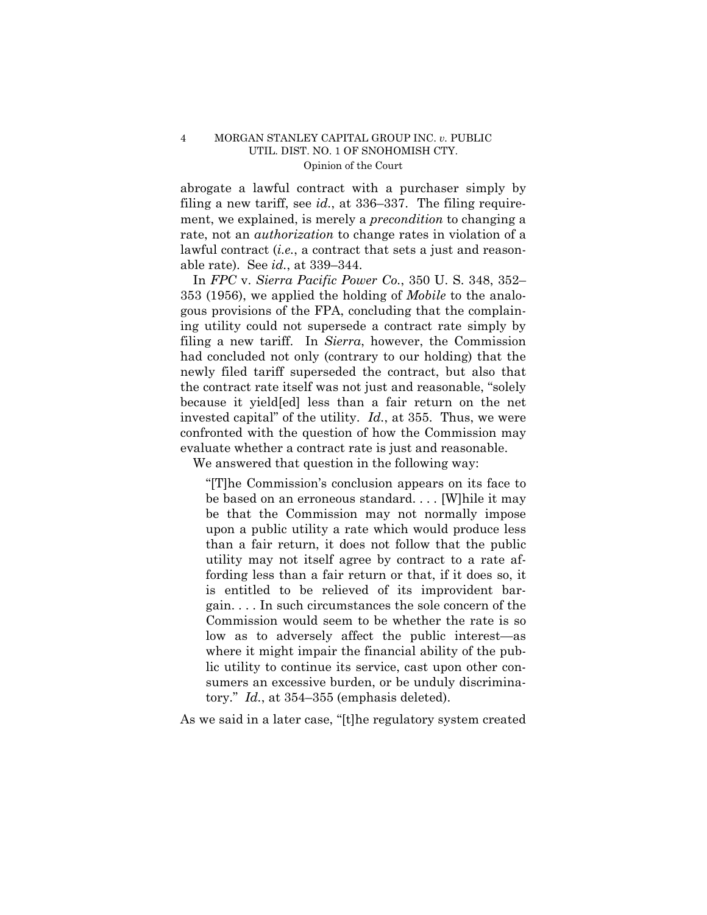abrogate a lawful contract with a purchaser simply by filing a new tariff, see *id.*, at 336–337. The filing requirement, we explained, is merely a *precondition* to changing a rate, not an *authorization* to change rates in violation of a lawful contract (*i.e.*, a contract that sets a just and reasonable rate). See *id.*, at 339–344.

In *FPC* v. *Sierra Pacific Power Co.*, 350 U. S. 348, 352–353 (1956), we applied the holding of *Mobile* to the analogous provisions of the FPA, concluding that the complaining utility could not supersede a contract rate simply by filing a new tariff. In *Sierra*, however, the Commission had concluded not only (contrary to our holding) that the newly filed tariff superseded the contract, but also that the contract rate itself was not just and reasonable, "solely because it yield[ed] less than a fair return on the net invested capital" of the utility. *Id.*, at 355. Thus, we were confronted with the question of how the Commission may evaluate whether a contract rate is just and reasonable.

We answered that question in the following way:

> "[T]he Commission's conclusion appears on its face to be based on an erroneous standard. . . . [W]hile it may be that the Commission may not normally impose upon a public utility a rate which would produce less than a fair return, it does not follow that the public utility may not itself agree by contract to a rate affording less than a fair return or that, if it does so, it is entitled to be relieved of its improvident bargain. . . . In such circumstances the sole concern of the Commission would seem to be whether the rate is so low as to adversely affect the public interest—as where it might impair the financial ability of the public utility to continue its service, cast upon other consumers an excessive burden, or be unduly discriminatory." *Id.*, at 354–355 (emphasis deleted).

As we said in a later case, "[t]he regulatory system created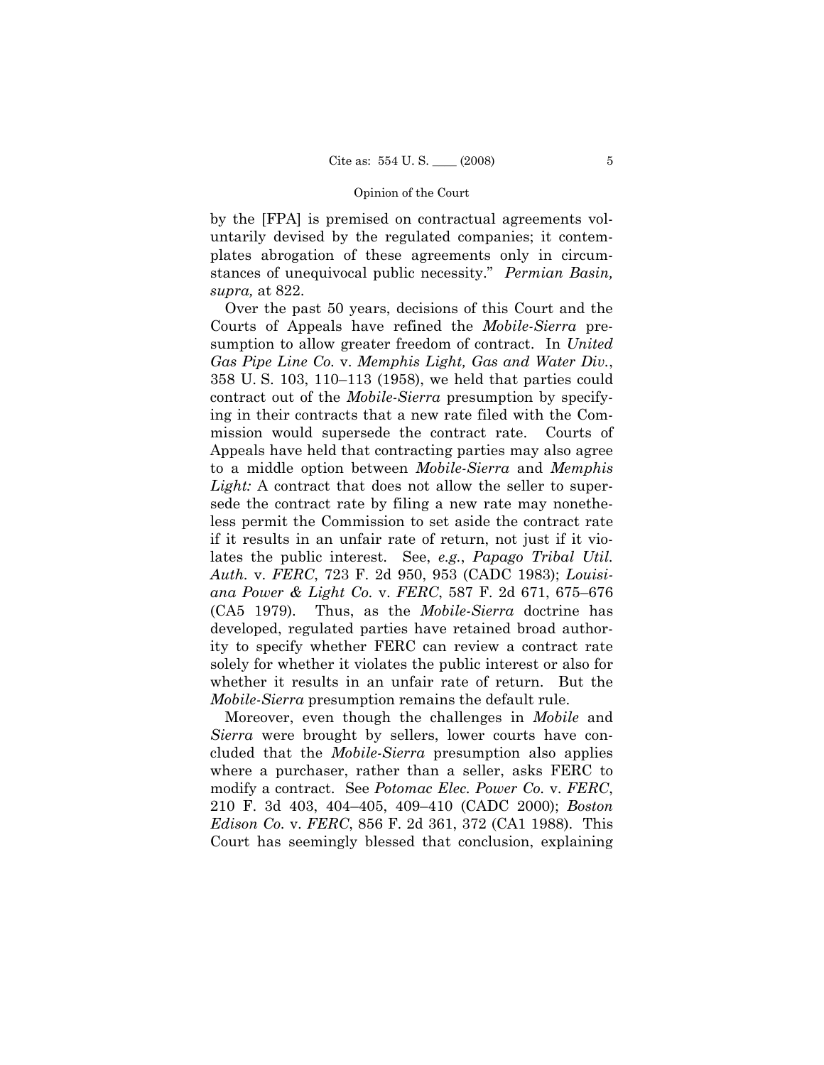by the [FPA] is premised on contractual agreements voluntarily devised by the regulated companies; it contemplates abrogation of these agreements only in circumstances of unequivocal public necessity." *Permian Basin, supra,* at 822.

Over the past 50 years, decisions of this Court and the Courts of Appeals have refined the *Mobile-Sierra* presumption to allow greater freedom of contract. In *United Gas Pipe Line Co.* v. *Memphis Light, Gas and Water Div.*, 358 U. S. 103, 110–113 (1958), we held that parties could contract out of the *Mobile-Sierra* presumption by specifying in their contracts that a new rate filed with the Commission would supersede the contract rate. Courts of Appeals have held that contracting parties may also agree to a middle option between *Mobile-Sierra* and *Memphis Light:* A contract that does not allow the seller to supersede the contract rate by filing a new rate may nonetheless permit the Commission to set aside the contract rate if it results in an unfair rate of return, not just if it violates the public interest. See, *e.g.*, *Papago Tribal Util. Auth.* v. *FERC*, 723 F. 2d 950, 953 (CADC 1983); *Louisiana Power & Light Co.* v. *FERC*, 587 F. 2d 671, 675–676 (CA5 1979). Thus, as the *Mobile-Sierra* doctrine has developed, regulated parties have retained broad authority to specify whether FERC can review a contract rate solely for whether it violates the public interest or also for whether it results in an unfair rate of return. But the *Mobile-Sierra* presumption remains the default rule.

Moreover, even though the challenges in *Mobile* and *Sierra* were brought by sellers, lower courts have concluded that the *Mobile-Sierra* presumption also applies where a purchaser, rather than a seller, asks FERC to modify a contract. See *Potomac Elec. Power Co.* v. *FERC*, 210 F. 3d 403, 404–405, 409–410 (CADC 2000); *Boston Edison Co.* v. *FERC*, 856 F. 2d 361, 372 (CA1 1988). This Court has seemingly blessed that conclusion, explaining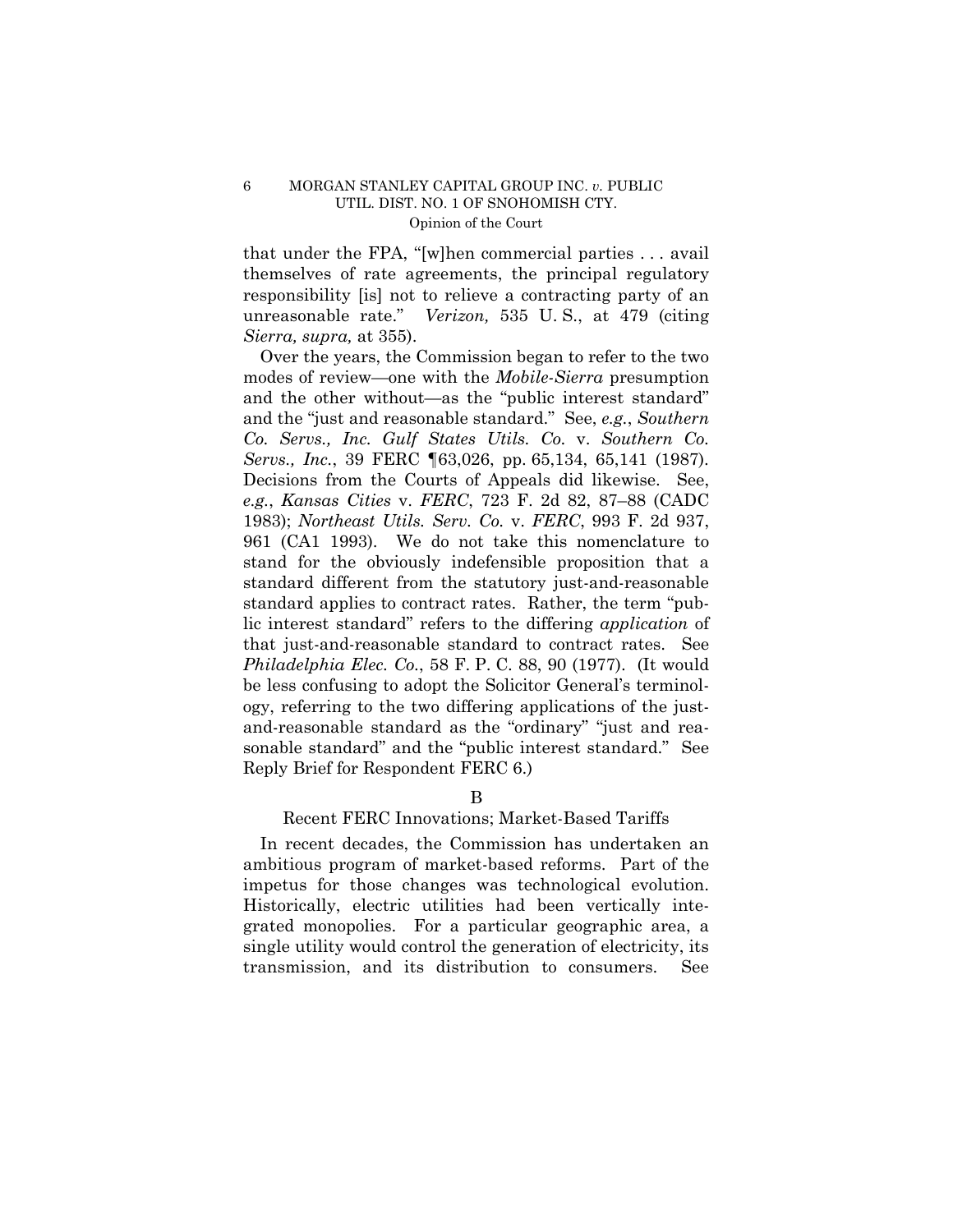that under the FPA, "[w]hen commercial parties . . . avail themselves of rate agreements, the principal regulatory responsibility [is] not to relieve a contracting party of an unreasonable rate." *Verizon,* 535 U. S., at 479 (citing *Sierra, supra,* at 355).

Over the years, the Commission began to refer to the two modes of review—one with the *Mobile-Sierra* presumption and the other without—as the "public interest standard" and the "just and reasonable standard." See, *e.g.*, *Southern Co. Servs., Inc. Gulf States Utils. Co.* v. *Southern Co. Servs., Inc.*, 39 FERC ¶63,026, pp. 65,134, 65,141 (1987). Decisions from the Courts of Appeals did likewise. See, *e.g.*, *Kansas Cities* v. *FERC*, 723 F. 2d 82, 87–88 (CADC 1983); *Northeast Utils. Serv. Co.* v. *FERC*, 993 F. 2d 937, 961 (CA1 1993). We do not take this nomenclature to stand for the obviously indefensible proposition that a standard different from the statutory just-and-reasonable standard applies to contract rates. Rather, the term "public interest standard" refers to the differing *application* of that just-and-reasonable standard to contract rates. See *Philadelphia Elec. Co.*, 58 F. P. C. 88, 90 (1977). (It would be less confusing to adopt the Solicitor General's terminology, referring to the two differing applications of the just-and-reasonable standard as the "ordinary" "just and reasonable standard" and the "public interest standard." See Reply Brief for Respondent FERC 6.)

### B

### Recent FERC Innovations; Market-Based Tariffs

In recent decades, the Commission has undertaken an ambitious program of market-based reforms. Part of the impetus for those changes was technological evolution. Historically, electric utilities had been vertically integrated monopolies. For a particular geographic area, a single utility would control the generation of electricity, its transmission, and its distribution to consumers. See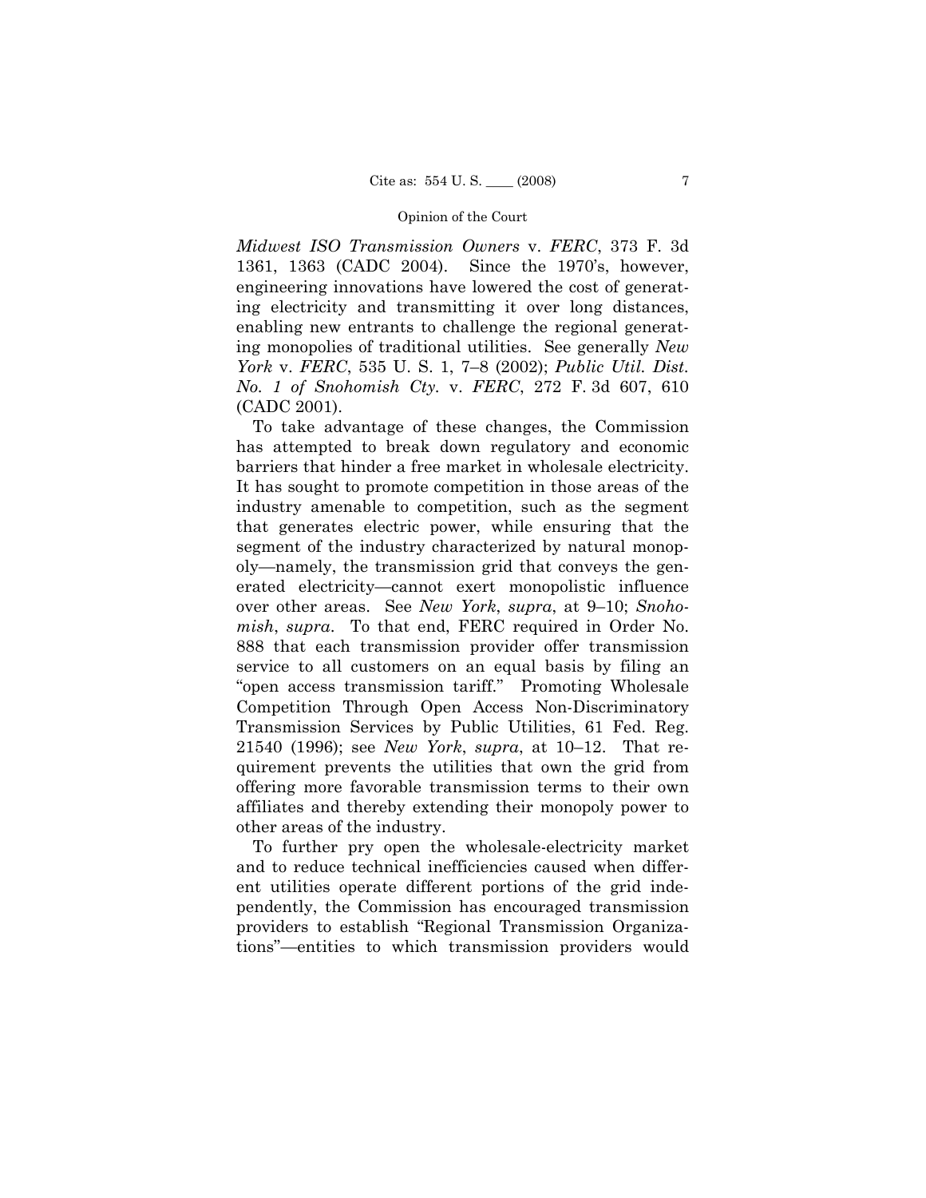*Midwest ISO Transmission Owners* v. *FERC*, 373 F. 3d 1361, 1363 (CADC 2004). Since the 1970's, however, engineering innovations have lowered the cost of generating electricity and transmitting it over long distances, enabling new entrants to challenge the regional generating monopolies of traditional utilities. See generally *New York* v. *FERC*, 535 U. S. 1, 7–8 (2002); *Public Util. Dist. No. 1 of Snohomish Cty.* v. *FERC*, 272 F. 3d 607, 610 (CADC 2001).

To take advantage of these changes, the Commission has attempted to break down regulatory and economic barriers that hinder a free market in wholesale electricity. It has sought to promote competition in those areas of the industry amenable to competition, such as the segment that generates electric power, while ensuring that the segment of the industry characterized by natural monopoly—namely, the transmission grid that conveys the generated electricity—cannot exert monopolistic influence over other areas. See *New York*, *supra*, at 9–10; *Snohomish*, *supra*. To that end, FERC required in Order No. 888 that each transmission provider offer transmission service to all customers on an equal basis by filing an "open access transmission tariff." Promoting Wholesale Competition Through Open Access Non-Discriminatory Transmission Services by Public Utilities, 61 Fed. Reg. 21540 (1996); see *New York*, *supra*, at 10–12. That requirement prevents the utilities that own the grid from offering more favorable transmission terms to their own affiliates and thereby extending their monopoly power to other areas of the industry.

To further pry open the wholesale-electricity market and to reduce technical inefficiencies caused when different utilities operate different portions of the grid independently, the Commission has encouraged transmission providers to establish "Regional Transmission Organizations"—entities to which transmission providers would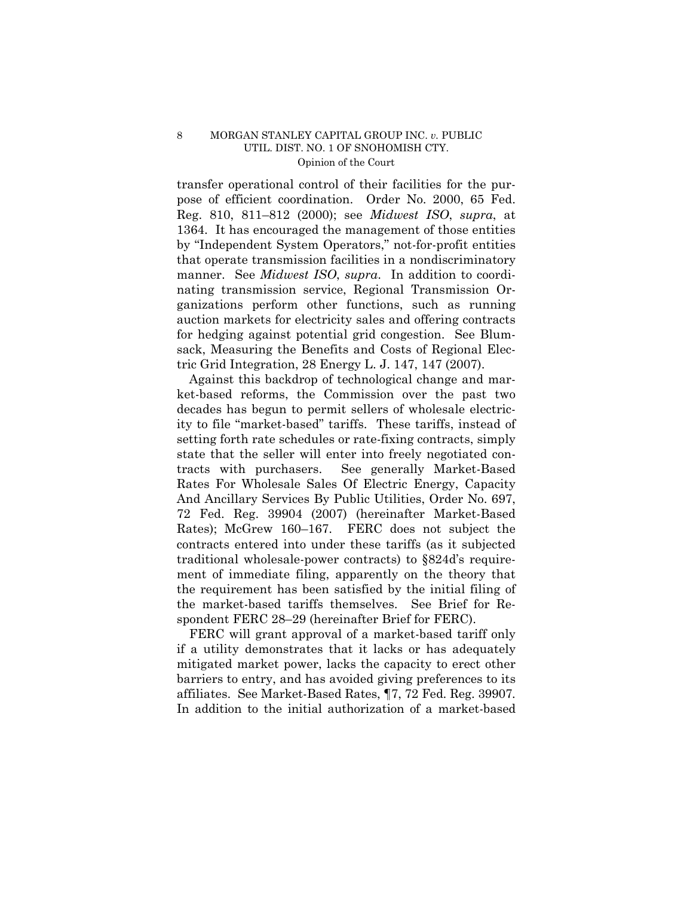transfer operational control of their facilities for the purpose of efficient coordination. Order No. 2000, 65 Fed. Reg. 810, 811–812 (2000); see *Midwest ISO*, *supra*, at 1364. It has encouraged the management of those entities by "Independent System Operators," not-for-profit entities that operate transmission facilities in a nondiscriminatory manner. See *Midwest ISO*, *supra*. In addition to coordinating transmission service, Regional Transmission Organizations perform other functions, such as running auction markets for electricity sales and offering contracts for hedging against potential grid congestion. See Blumsack, Measuring the Benefits and Costs of Regional Electric Grid Integration, 28 Energy L. J. 147, 147 (2007).

Against this backdrop of technological change and market-based reforms, the Commission over the past two decades has begun to permit sellers of wholesale electricity to file "market-based" tariffs. These tariffs, instead of setting forth rate schedules or rate-fixing contracts, simply state that the seller will enter into freely negotiated contracts with purchasers. See generally Market-Based Rates For Wholesale Sales Of Electric Energy, Capacity And Ancillary Services By Public Utilities, Order No. 697, 72 Fed. Reg. 39904 (2007) (hereinafter Market-Based Rates); McGrew 160–167. FERC does not subject the contracts entered into under these tariffs (as it subjected traditional wholesale-power contracts) to §824d's requirement of immediate filing, apparently on the theory that the requirement has been satisfied by the initial filing of the market-based tariffs themselves. See Brief for Respondent FERC 28–29 (hereinafter Brief for FERC).

FERC will grant approval of a market-based tariff only if a utility demonstrates that it lacks or has adequately mitigated market power, lacks the capacity to erect other barriers to entry, and has avoided giving preferences to its affiliates. See Market-Based Rates, ¶7, 72 Fed. Reg. 39907. In addition to the initial authorization of a market-based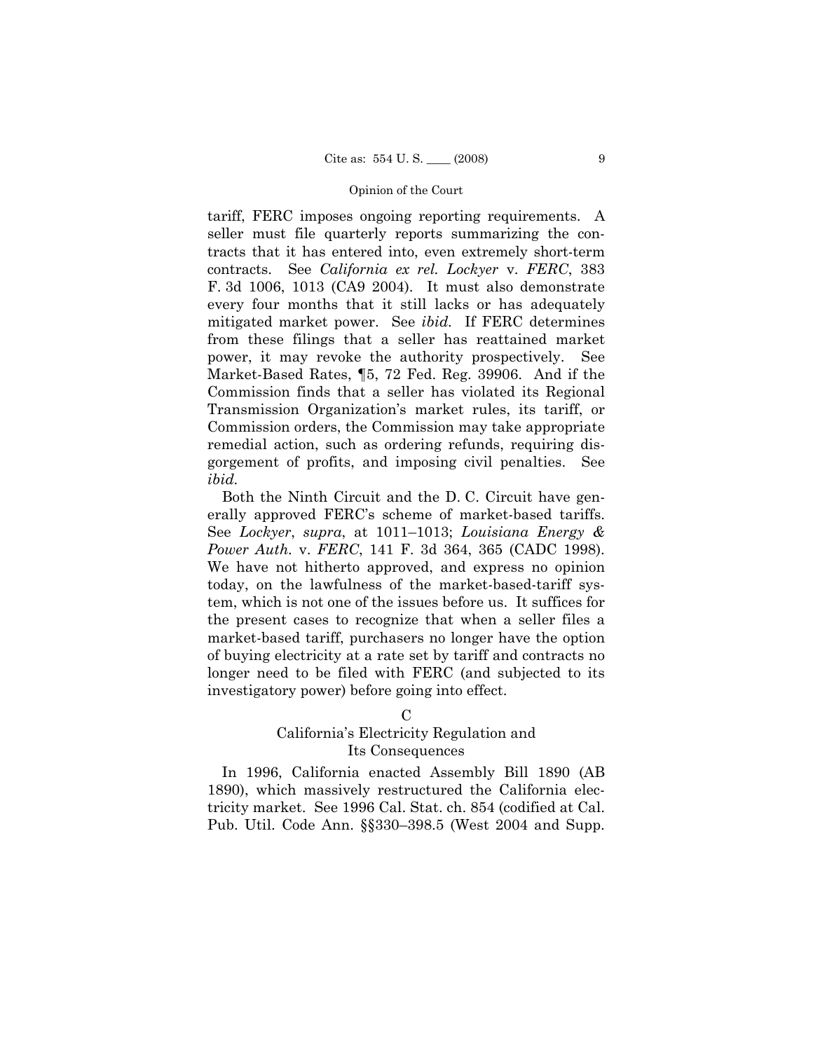tariff, FERC imposes ongoing reporting requirements. A seller must file quarterly reports summarizing the contracts that it has entered into, even extremely short-term contracts. See *California ex rel. Lockyer* v. *FERC*, 383 F. 3d 1006, 1013 (CA9 2004). It must also demonstrate every four months that it still lacks or has adequately mitigated market power. See *ibid.* If FERC determines from these filings that a seller has reattained market power, it may revoke the authority prospectively. See Market-Based Rates, ¶5, 72 Fed. Reg. 39906. And if the Commission finds that a seller has violated its Regional Transmission Organization's market rules, its tariff, or Commission orders, the Commission may take appropriate remedial action, such as ordering refunds, requiring disgorgement of profits, and imposing civil penalties. See *ibid.*

Both the Ninth Circuit and the D. C. Circuit have generally approved FERC's scheme of market-based tariffs. See *Lockyer*, *supra*, at 1011–1013; *Louisiana Energy & Power Auth.* v. *FERC*, 141 F. 3d 364, 365 (CADC 1998). We have not hitherto approved, and express no opinion today, on the lawfulness of the market-based-tariff system, which is not one of the issues before us. It suffices for the present cases to recognize that when a seller files a market-based tariff, purchasers no longer have the option of buying electricity at a rate set by tariff and contracts no longer need to be filed with FERC (and subjected to its investigatory power) before going into effect.

### C

### California's Electricity Regulation and Its Consequences

In 1996, California enacted Assembly Bill 1890 (AB 1890), which massively restructured the California electricity market. See 1996 Cal. Stat. ch. 854 (codified at Cal. Pub. Util. Code Ann. §§330–398.5 (West 2004 and Supp.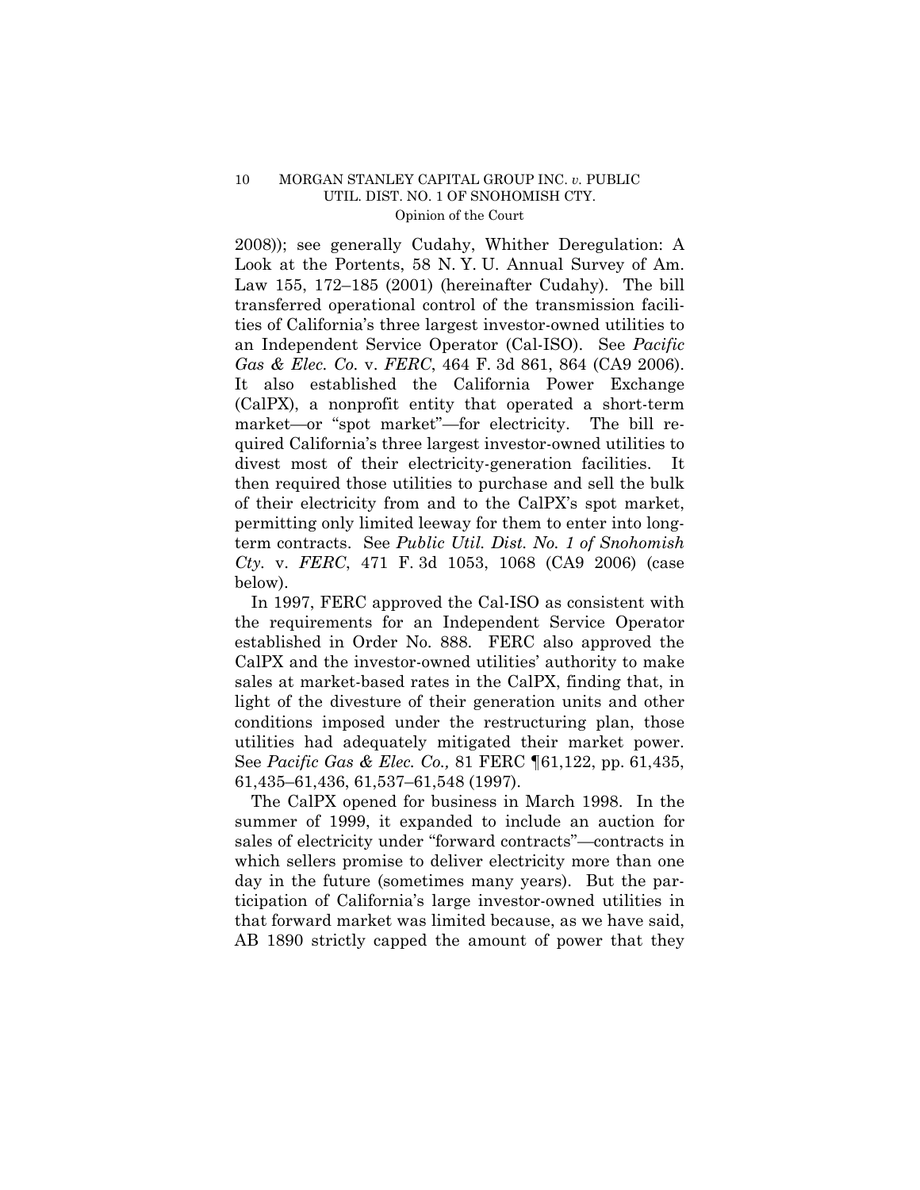2008)); see generally Cudahy, Whither Deregulation: A Look at the Portents, 58 N. Y. U. Annual Survey of Am. Law 155, 172–185 (2001) (hereinafter Cudahy). The bill transferred operational control of the transmission facilities of California's three largest investor-owned utilities to an Independent Service Operator (Cal-ISO). See *Pacific Gas & Elec. Co.* v. *FERC*, 464 F. 3d 861, 864 (CA9 2006). It also established the California Power Exchange (CalPX), a nonprofit entity that operated a short-term market—or "spot market"—for electricity. The bill required California's three largest investor-owned utilities to divest most of their electricity-generation facilities. It then required those utilities to purchase and sell the bulk of their electricity from and to the CalPX's spot market, permitting only limited leeway for them to enter into long-term contracts. See *Public Util. Dist. No. 1 of Snohomish Cty.* v. *FERC*, 471 F. 3d 1053, 1068 (CA9 2006) (case below).

In 1997, FERC approved the Cal-ISO as consistent with the requirements for an Independent Service Operator established in Order No. 888. FERC also approved the CalPX and the investor-owned utilities' authority to make sales at market-based rates in the CalPX, finding that, in light of the divesture of their generation units and other conditions imposed under the restructuring plan, those utilities had adequately mitigated their market power. See *Pacific Gas & Elec. Co.,* 81 FERC ¶61,122, pp. 61,435, 61,435–61,436, 61,537–61,548 (1997).

The CalPX opened for business in March 1998. In the summer of 1999, it expanded to include an auction for sales of electricity under "forward contracts"—contracts in which sellers promise to deliver electricity more than one day in the future (sometimes many years). But the participation of California's large investor-owned utilities in that forward market was limited because, as we have said, AB 1890 strictly capped the amount of power that they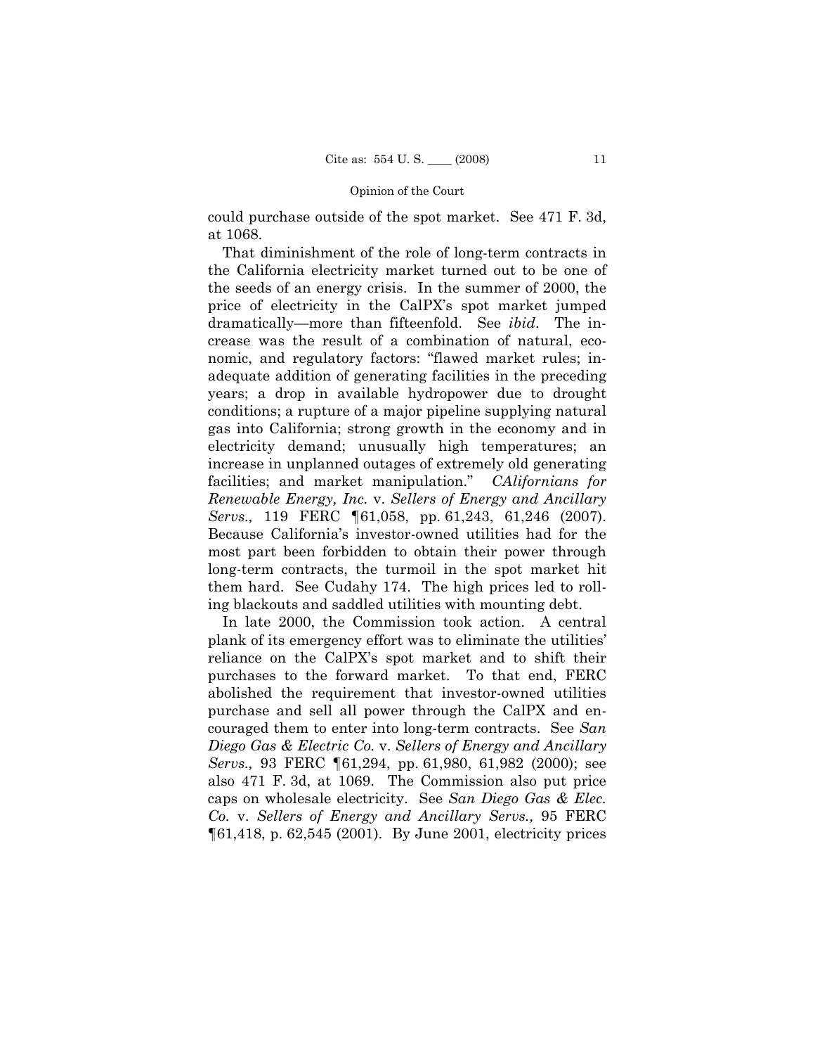could purchase outside of the spot market. See 471 F. 3d, at 1068.

That diminishment of the role of long-term contracts in the California electricity market turned out to be one of the seeds of an energy crisis. In the summer of 2000, the price of electricity in the CalPX's spot market jumped dramatically—more than fifteenfold. See *ibid*. The increase was the result of a combination of natural, economic, and regulatory factors: "flawed market rules; inadequate addition of generating facilities in the preceding years; a drop in available hydropower due to drought conditions; a rupture of a major pipeline supplying natural gas into California; strong growth in the economy and in electricity demand; unusually high temperatures; an increase in unplanned outages of extremely old generating facilities; and market manipulation." *CAlifornians for Renewable Energy, Inc.* v. *Sellers of Energy and Ancillary Servs.,* 119 FERC ¶61,058, pp. 61,243, 61,246 (2007). Because California's investor-owned utilities had for the most part been forbidden to obtain their power through long-term contracts, the turmoil in the spot market hit them hard. See Cudahy 174. The high prices led to rolling blackouts and saddled utilities with mounting debt.

In late 2000, the Commission took action. A central plank of its emergency effort was to eliminate the utilities' reliance on the CalPX's spot market and to shift their purchases to the forward market. To that end, FERC abolished the requirement that investor-owned utilities purchase and sell all power through the CalPX and encouraged them to enter into long-term contracts. See *San Diego Gas & Electric Co.* v. *Sellers of Energy and Ancillary Servs.,* 93 FERC ¶61,294, pp. 61,980, 61,982 (2000); see also 471 F. 3d, at 1069. The Commission also put price caps on wholesale electricity. See *San Diego Gas & Elec. Co.* v. *Sellers of Energy and Ancillary Servs.,* 95 FERC ¶61,418, p. 62,545 (2001). By June 2001, electricity prices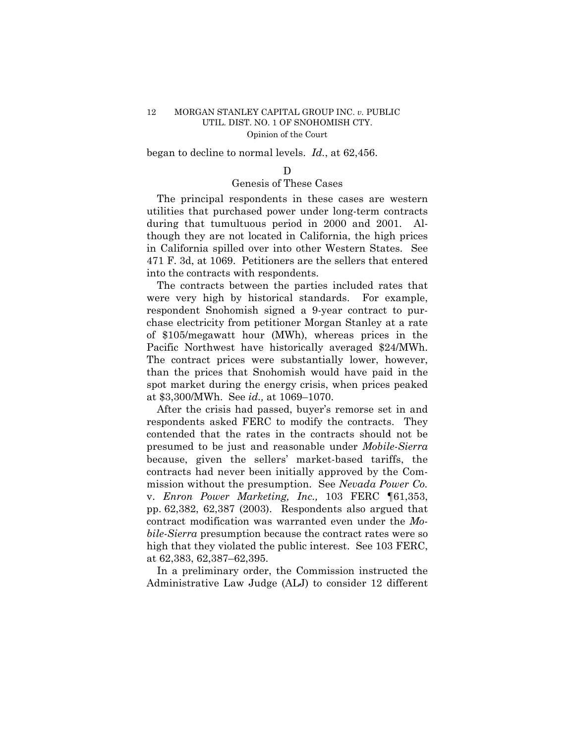began to decline to normal levels. *Id.*, at 62,456.

### D

### Genesis of These Cases

The principal respondents in these cases are western utilities that purchased power under long-term contracts during that tumultuous period in 2000 and 2001. Although they are not located in California, the high prices in California spilled over into other Western States. See 471 F. 3d, at 1069. Petitioners are the sellers that entered into the contracts with respondents.

The contracts between the parties included rates that were very high by historical standards. For example, respondent Snohomish signed a 9-year contract to purchase electricity from petitioner Morgan Stanley at a rate of $105/megawatt hour (MWh), whereas prices in the Pacific Northwest have historically averaged $24/MWh. The contract prices were substantially lower, however, than the prices that Snohomish would have paid in the spot market during the energy crisis, when prices peaked at $3,300/MWh. See *id.,* at 1069–1070.

After the crisis had passed, buyer's remorse set in and respondents asked FERC to modify the contracts. They contended that the rates in the contracts should not be presumed to be just and reasonable under *Mobile-Sierra* because, given the sellers' market-based tariffs, the contracts had never been initially approved by the Commission without the presumption. See *Nevada Power Co.* v. *Enron Power Marketing, Inc.,* 103 FERC ¶61,353, pp. 62,382, 62,387 (2003). Respondents also argued that contract modification was warranted even under the *Mobile-Sierra* presumption because the contract rates were so high that they violated the public interest. See 103 FERC, at 62,383, 62,387–62,395.

In a preliminary order, the Commission instructed the Administrative Law Judge (ALJ) to consider 12 different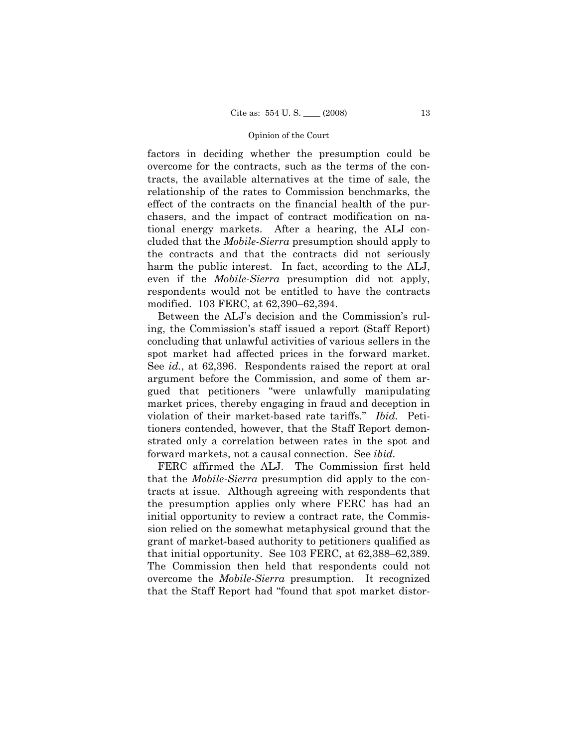factors in deciding whether the presumption could be overcome for the contracts, such as the terms of the contracts, the available alternatives at the time of sale, the relationship of the rates to Commission benchmarks, the effect of the contracts on the financial health of the purchasers, and the impact of contract modification on national energy markets. After a hearing, the ALJ concluded that the *Mobile-Sierra* presumption should apply to the contracts and that the contracts did not seriously harm the public interest. In fact, according to the ALJ, even if the *Mobile-Sierra* presumption did not apply, respondents would not be entitled to have the contracts modified. 103 FERC, at 62,390–62,394.

Between the ALJ's decision and the Commission's ruling, the Commission's staff issued a report (Staff Report) concluding that unlawful activities of various sellers in the spot market had affected prices in the forward market. See *id.*, at 62,396. Respondents raised the report at oral argument before the Commission, and some of them argued that petitioners "were unlawfully manipulating market prices, thereby engaging in fraud and deception in violation of their market-based rate tariffs." *Ibid.* Petitioners contended, however, that the Staff Report demonstrated only a correlation between rates in the spot and forward markets, not a causal connection. See *ibid.*

FERC affirmed the ALJ. The Commission first held that the *Mobile-Sierra* presumption did apply to the contracts at issue. Although agreeing with respondents that the presumption applies only where FERC has had an initial opportunity to review a contract rate, the Commission relied on the somewhat metaphysical ground that the grant of market-based authority to petitioners qualified as that initial opportunity. See 103 FERC, at 62,388–62,389. The Commission then held that respondents could not overcome the *Mobile-Sierra* presumption. It recognized that the Staff Report had "found that spot market distor-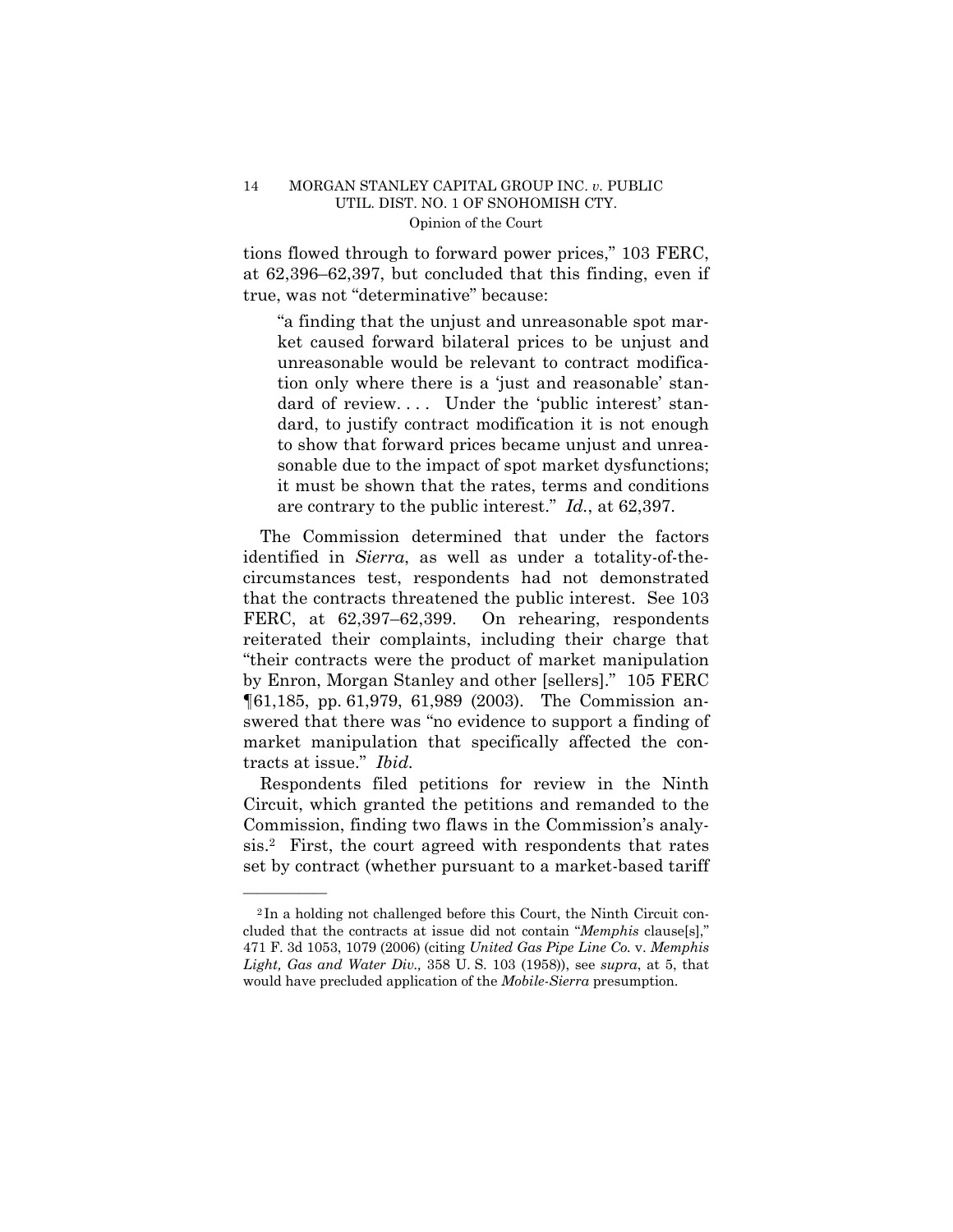tions flowed through to forward power prices," 103 FERC, at 62,396–62,397, but concluded that this finding, even if true, was not "determinative" because:

> "a finding that the unjust and unreasonable spot market caused forward bilateral prices to be unjust and unreasonable would be relevant to contract modification only where there is a 'just and reasonable' standard of review. . . . Under the 'public interest' standard, to justify contract modification it is not enough to show that forward prices became unjust and unreasonable due to the impact of spot market dysfunctions; it must be shown that the rates, terms and conditions are contrary to the public interest." *Id.*, at 62,397.

The Commission determined that under the factors identified in *Sierra*, as well as under a totality-of-the-circumstances test, respondents had not demonstrated that the contracts threatened the public interest. See 103 FERC, at 62,397–62,399. On rehearing, respondents reiterated their complaints, including their charge that "their contracts were the product of market manipulation by Enron, Morgan Stanley and other [sellers]." 105 FERC ¶61,185, pp. 61,979, 61,989 (2003). The Commission answered that there was "no evidence to support a finding of market manipulation that specifically affected the contracts at issue." *Ibid.*

Respondents filed petitions for review in the Ninth Circuit, which granted the petitions and remanded to the Commission, finding two flaws in the Commission's analysis.[2] First, the court agreed with respondents that rates set by contract (whether pursuant to a market-based tariff

---

[2] In a holding not challenged before this Court, the Ninth Circuit concluded that the contracts at issue did not contain "*Memphis* clause[s]," 471 F. 3d 1053, 1079 (2006) (citing *United Gas Pipe Line Co.* v. *Memphis Light, Gas and Water Div.,* 358 U. S. 103 (1958)), see *supra*, at 5, that would have precluded application of the *Mobile-Sierra* presumption.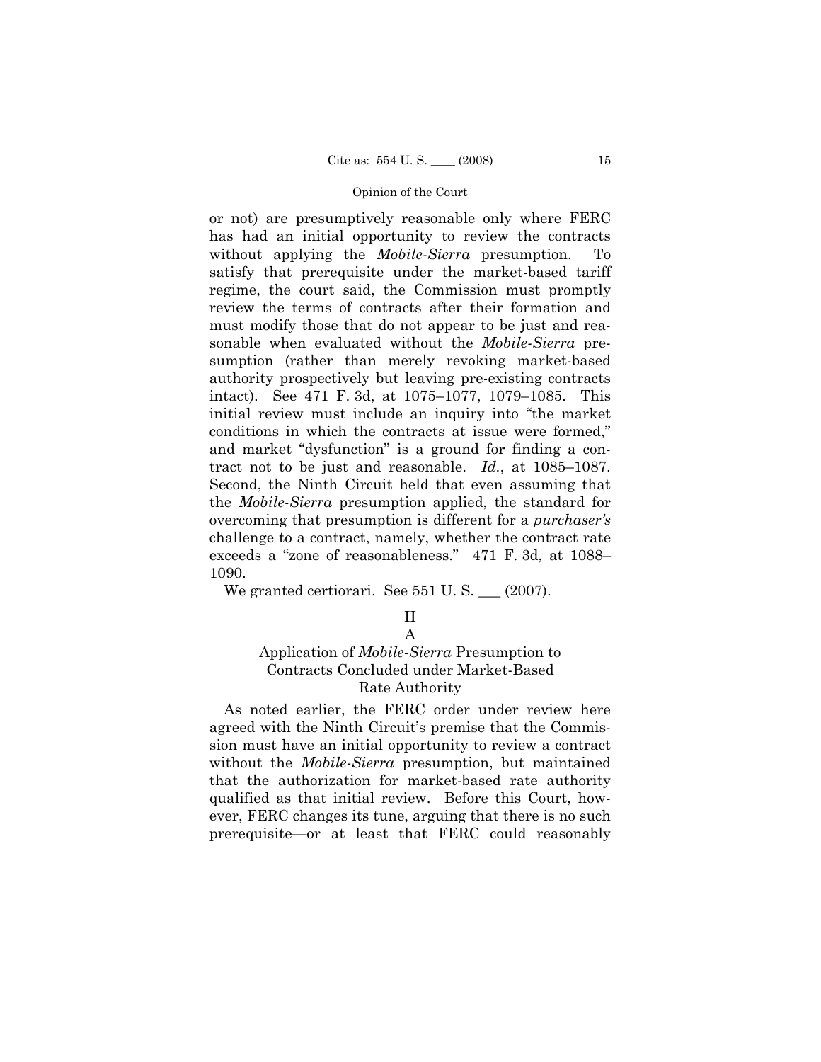or not) are presumptively reasonable only where FERC has had an initial opportunity to review the contracts without applying the *Mobile-Sierra* presumption. To satisfy that prerequisite under the market-based tariff regime, the court said, the Commission must promptly review the terms of contracts after their formation and must modify those that do not appear to be just and reasonable when evaluated without the *Mobile-Sierra* presumption (rather than merely revoking market-based authority prospectively but leaving pre-existing contracts intact). See 471 F. 3d, at 1075–1077, 1079–1085. This initial review must include an inquiry into "the market conditions in which the contracts at issue were formed," and market "dysfunction" is a ground for finding a contract not to be just and reasonable. *Id.*, at 1085–1087. Second, the Ninth Circuit held that even assuming that the *Mobile-Sierra* presumption applied, the standard for overcoming that presumption is different for a *purchaser's* challenge to a contract, namely, whether the contract rate exceeds a "zone of reasonableness." 471 F. 3d, at 1088–1090.

We granted certiorari. See 551 U. S. ___ (2007).

## II

### A

### Application of *Mobile-Sierra* Presumption to Contracts Concluded under Market-Based Rate Authority

As noted earlier, the FERC order under review here agreed with the Ninth Circuit's premise that the Commission must have an initial opportunity to review a contract without the *Mobile-Sierra* presumption, but maintained that the authorization for market-based rate authority qualified as that initial review. Before this Court, however, FERC changes its tune, arguing that there is no such prerequisite—or at least that FERC could reasonably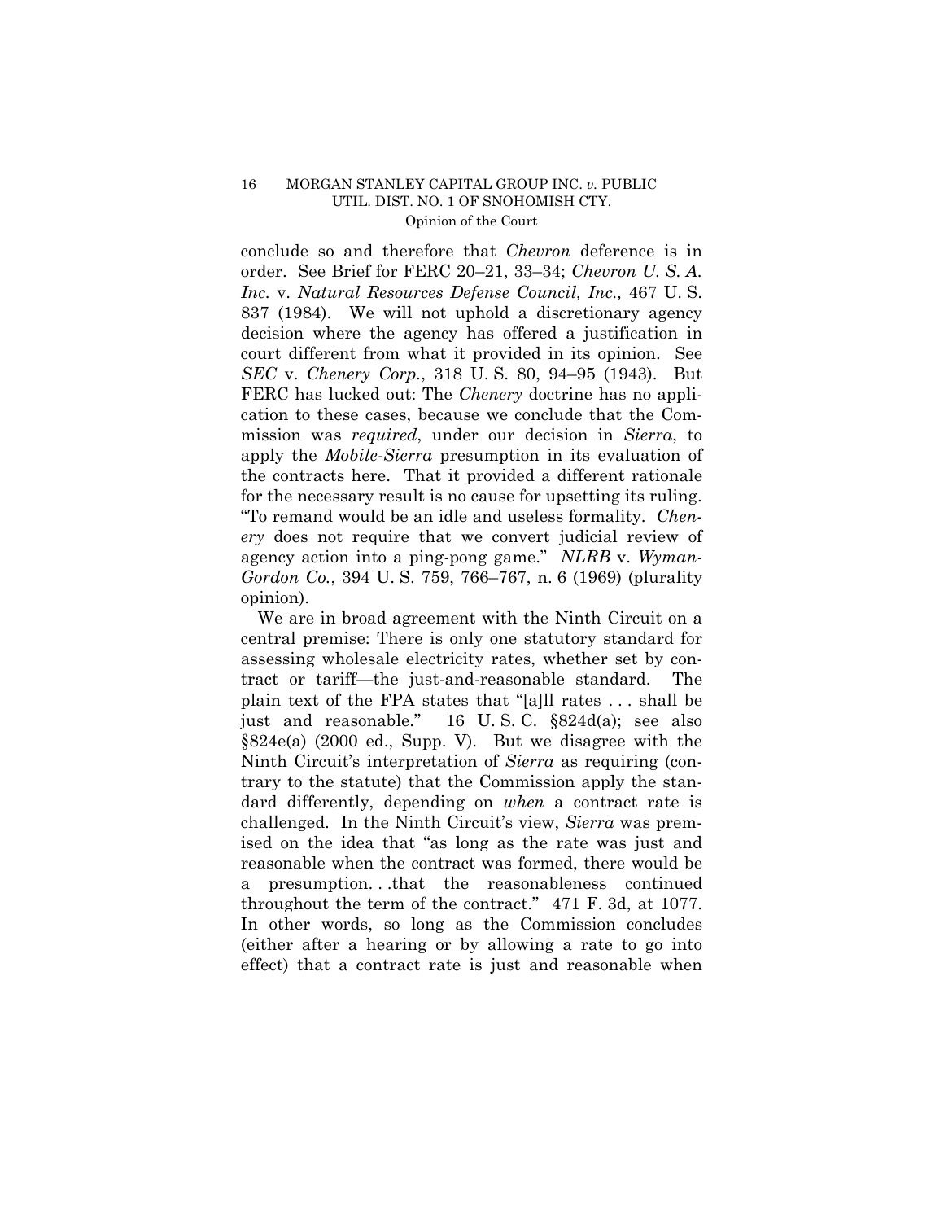conclude so and therefore that *Chevron* deference is in order. See Brief for FERC 20–21, 33–34; *Chevron U. S. A. Inc.* v. *Natural Resources Defense Council, Inc.,* 467 U. S. 837 (1984). We will not uphold a discretionary agency decision where the agency has offered a justification in court different from what it provided in its opinion. See *SEC* v. *Chenery Corp.*, 318 U. S. 80, 94–95 (1943). But FERC has lucked out: The *Chenery* doctrine has no application to these cases, because we conclude that the Commission was *required*, under our decision in *Sierra*, to apply the *Mobile-Sierra* presumption in its evaluation of the contracts here. That it provided a different rationale for the necessary result is no cause for upsetting its ruling. "To remand would be an idle and useless formality. *Chenery* does not require that we convert judicial review of agency action into a ping-pong game." *NLRB* v. *Wyman-Gordon Co.*, 394 U. S. 759, 766–767, n. 6 (1969) (plurality opinion).

We are in broad agreement with the Ninth Circuit on a central premise: There is only one statutory standard for assessing wholesale electricity rates, whether set by contract or tariff—the just-and-reasonable standard. The plain text of the FPA states that "[a]ll rates . . . shall be just and reasonable." 16 U. S. C. §824d(a); see also §824e(a) (2000 ed., Supp. V). But we disagree with the Ninth Circuit's interpretation of *Sierra* as requiring (contrary to the statute) that the Commission apply the standard differently, depending on *when* a contract rate is challenged. In the Ninth Circuit's view, *Sierra* was premised on the idea that "as long as the rate was just and reasonable when the contract was formed, there would be a presumption. . .that the reasonableness continued throughout the term of the contract." 471 F. 3d, at 1077. In other words, so long as the Commission concludes (either after a hearing or by allowing a rate to go into effect) that a contract rate is just and reasonable when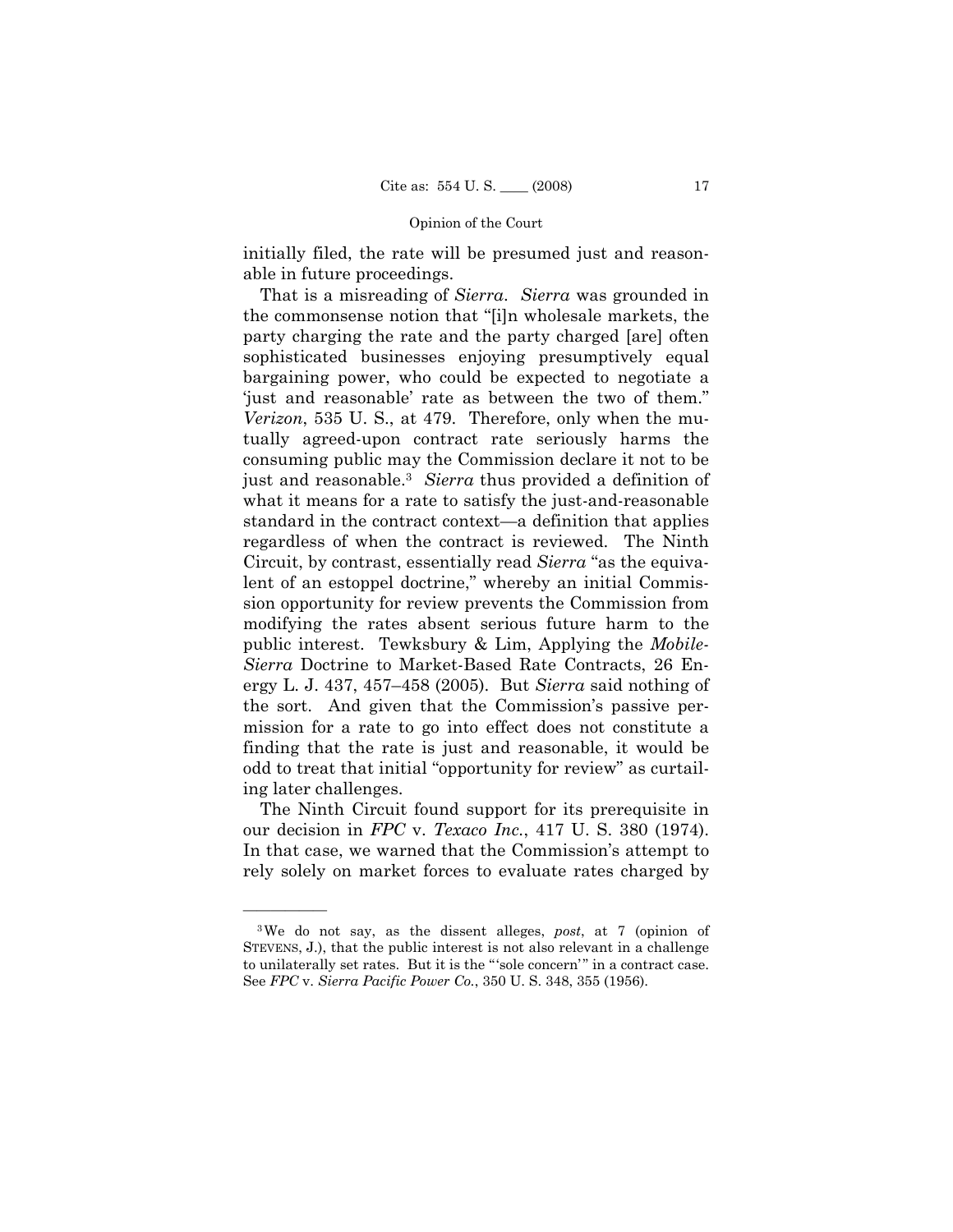initially filed, the rate will be presumed just and reasonable in future proceedings.

That is a misreading of *Sierra*. *Sierra* was grounded in the commonsense notion that "[i]n wholesale markets, the party charging the rate and the party charged [are] often sophisticated businesses enjoying presumptively equal bargaining power, who could be expected to negotiate a 'just and reasonable' rate as between the two of them." *Verizon*, 535 U. S., at 479. Therefore, only when the mutually agreed-upon contract rate seriously harms the consuming public may the Commission declare it not to be just and reasonable.[3] *Sierra* thus provided a definition of what it means for a rate to satisfy the just-and-reasonable standard in the contract context—a definition that applies regardless of when the contract is reviewed. The Ninth Circuit, by contrast, essentially read *Sierra* "as the equivalent of an estoppel doctrine," whereby an initial Commission opportunity for review prevents the Commission from modifying the rates absent serious future harm to the public interest. Tewksbury & Lim, Applying the *Mobile-Sierra* Doctrine to Market-Based Rate Contracts, 26 Energy L. J. 437, 457–458 (2005). But *Sierra* said nothing of the sort. And given that the Commission's passive permission for a rate to go into effect does not constitute a finding that the rate is just and reasonable, it would be odd to treat that initial "opportunity for review" as curtailing later challenges.

The Ninth Circuit found support for its prerequisite in our decision in *FPC* v. *Texaco Inc.*, 417 U. S. 380 (1974). In that case, we warned that the Commission's attempt to rely solely on market forces to evaluate rates charged by

---

[3] We do not say, as the dissent alleges, *post*, at 7 (opinion of STEVENS, J.), that the public interest is not also relevant in a challenge to unilaterally set rates. But it is the "'sole concern'" in a contract case. See *FPC* v. *Sierra Pacific Power Co.*, 350 U. S. 348, 355 (1956).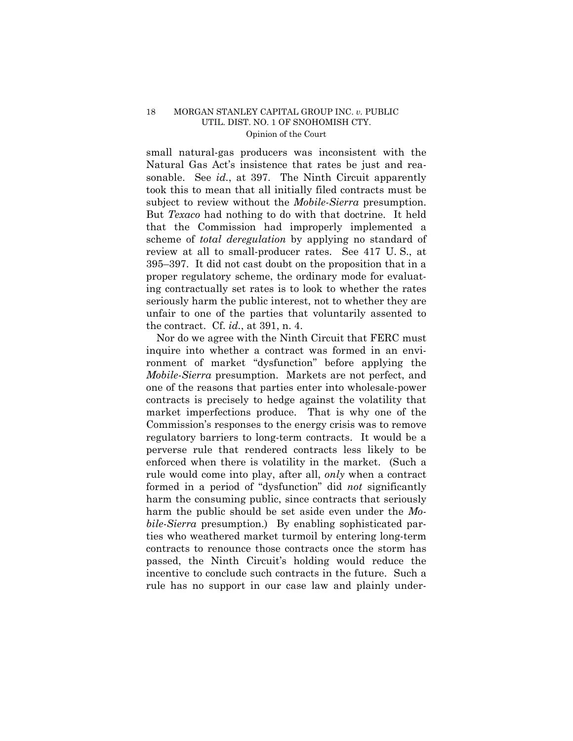small natural-gas producers was inconsistent with the Natural Gas Act's insistence that rates be just and reasonable. See *id.*, at 397. The Ninth Circuit apparently took this to mean that all initially filed contracts must be subject to review without the *Mobile-Sierra* presumption. But *Texaco* had nothing to do with that doctrine. It held that the Commission had improperly implemented a scheme of *total deregulation* by applying no standard of review at all to small-producer rates. See 417 U. S., at 395–397. It did not cast doubt on the proposition that in a proper regulatory scheme, the ordinary mode for evaluating contractually set rates is to look to whether the rates seriously harm the public interest, not to whether they are unfair to one of the parties that voluntarily assented to the contract. Cf. *id.*, at 391, n. 4.

Nor do we agree with the Ninth Circuit that FERC must inquire into whether a contract was formed in an environment of market "dysfunction" before applying the *Mobile-Sierra* presumption. Markets are not perfect, and one of the reasons that parties enter into wholesale-power contracts is precisely to hedge against the volatility that market imperfections produce. That is why one of the Commission's responses to the energy crisis was to remove regulatory barriers to long-term contracts. It would be a perverse rule that rendered contracts less likely to be enforced when there is volatility in the market. (Such a rule would come into play, after all, *only* when a contract formed in a period of "dysfunction" did *not* significantly harm the consuming public, since contracts that seriously harm the public should be set aside even under the *Mobile-Sierra* presumption.) By enabling sophisticated parties who weathered market turmoil by entering long-term contracts to renounce those contracts once the storm has passed, the Ninth Circuit's holding would reduce the incentive to conclude such contracts in the future. Such a rule has no support in our case law and plainly under-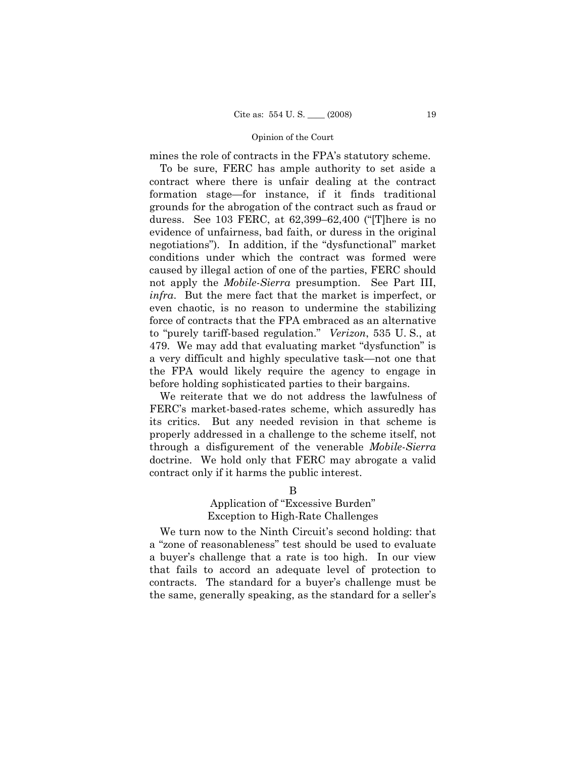mines the role of contracts in the FPA's statutory scheme.

To be sure, FERC has ample authority to set aside a contract where there is unfair dealing at the contract formation stage—for instance, if it finds traditional grounds for the abrogation of the contract such as fraud or duress. See 103 FERC, at 62,399–62,400 ("[T]here is no evidence of unfairness, bad faith, or duress in the original negotiations"). In addition, if the "dysfunctional" market conditions under which the contract was formed were caused by illegal action of one of the parties, FERC should not apply the *Mobile-Sierra* presumption. See Part III, *infra*. But the mere fact that the market is imperfect, or even chaotic, is no reason to undermine the stabilizing force of contracts that the FPA embraced as an alternative to "purely tariff-based regulation." *Verizon*, 535 U. S., at 479. We may add that evaluating market "dysfunction" is a very difficult and highly speculative task—not one that the FPA would likely require the agency to engage in before holding sophisticated parties to their bargains.

We reiterate that we do not address the lawfulness of FERC's market-based-rates scheme, which assuredly has its critics. But any needed revision in that scheme is properly addressed in a challenge to the scheme itself, not through a disfigurement of the venerable *Mobile-Sierra* doctrine. We hold only that FERC may abrogate a valid contract only if it harms the public interest.

### B

### Application of "Excessive Burden" Exception to High-Rate Challenges

We turn now to the Ninth Circuit's second holding: that a "zone of reasonableness" test should be used to evaluate a buyer's challenge that a rate is too high. In our view that fails to accord an adequate level of protection to contracts. The standard for a buyer's challenge must be the same, generally speaking, as the standard for a seller's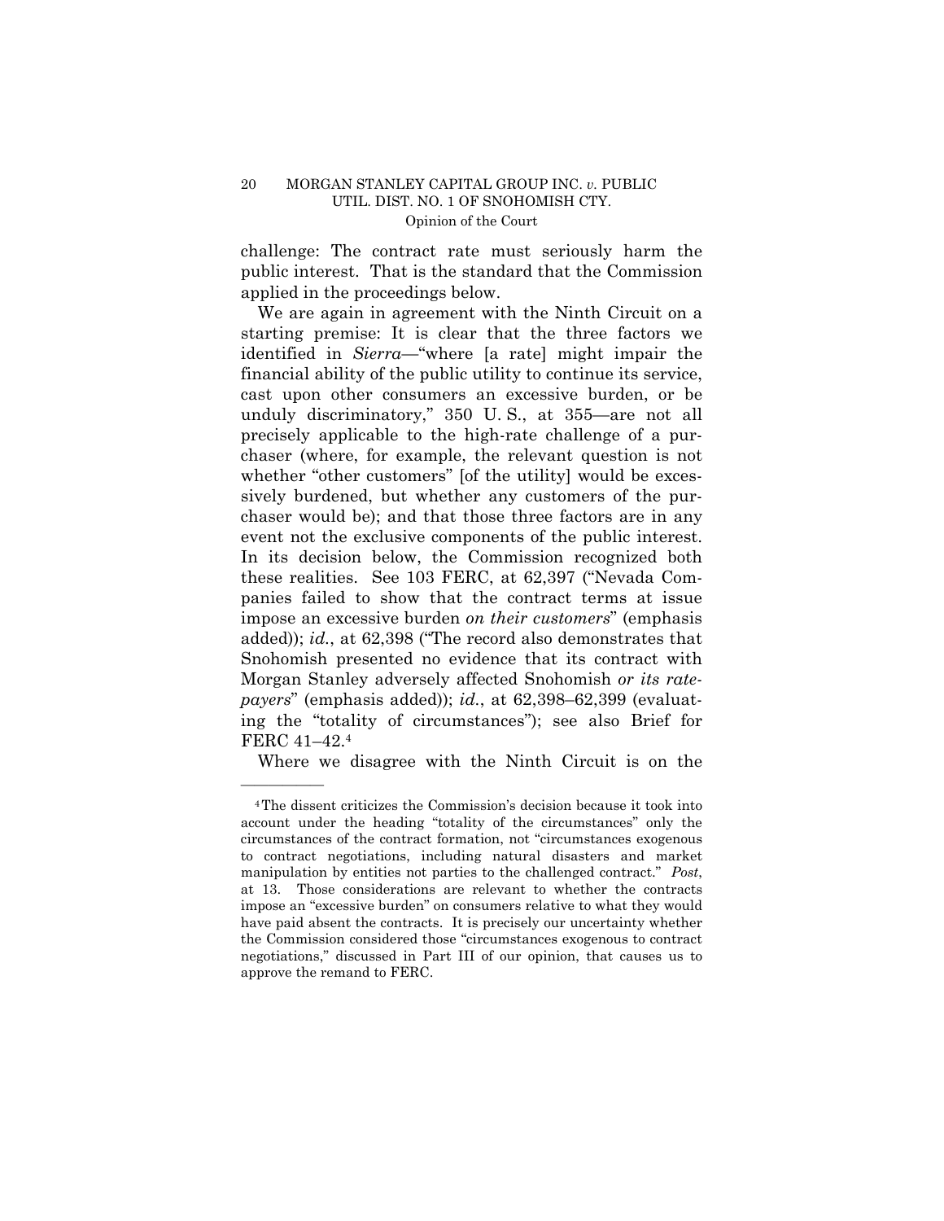challenge: The contract rate must seriously harm the public interest. That is the standard that the Commission applied in the proceedings below.

We are again in agreement with the Ninth Circuit on a starting premise: It is clear that the three factors we identified in *Sierra*—"where [a rate] might impair the financial ability of the public utility to continue its service, cast upon other consumers an excessive burden, or be unduly discriminatory," 350 U. S., at 355—are not all precisely applicable to the high-rate challenge of a purchaser (where, for example, the relevant question is not whether "other customers" [of the utility] would be excessively burdened, but whether any customers of the purchaser would be); and that those three factors are in any event not the exclusive components of the public interest. In its decision below, the Commission recognized both these realities. See 103 FERC, at 62,397 ("Nevada Companies failed to show that the contract terms at issue impose an excessive burden *on their customers*" (emphasis added)); *id.*, at 62,398 ("The record also demonstrates that Snohomish presented no evidence that its contract with Morgan Stanley adversely affected Snohomish *or its ratepayers*" (emphasis added)); *id.*, at 62,398–62,399 (evaluating the "totality of circumstances"); see also Brief for FERC 41–42.[4]

Where we disagree with the Ninth Circuit is on the

---

[4] The dissent criticizes the Commission's decision because it took into account under the heading "totality of the circumstances" only the circumstances of the contract formation, not "circumstances exogenous to contract negotiations, including natural disasters and market manipulation by entities not parties to the challenged contract." *Post*, at 13. Those considerations are relevant to whether the contracts impose an "excessive burden" on consumers relative to what they would have paid absent the contracts. It is precisely our uncertainty whether the Commission considered those "circumstances exogenous to contract negotiations," discussed in Part III of our opinion, that causes us to approve the remand to FERC.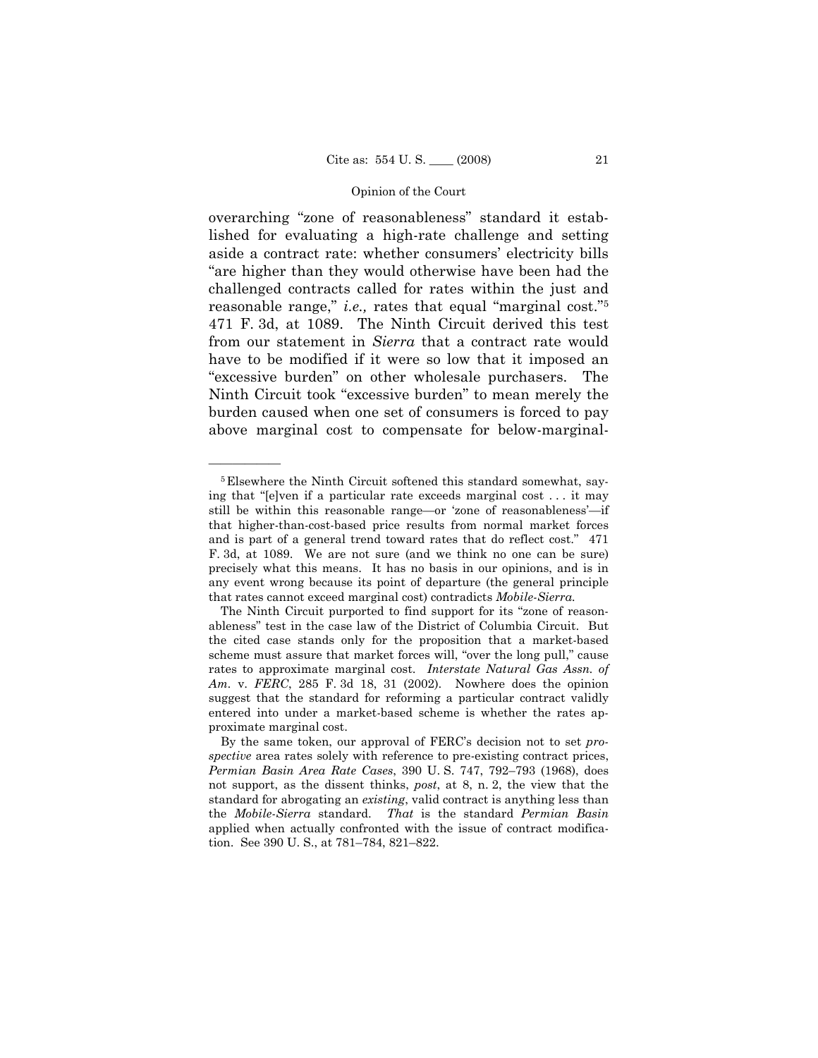overarching "zone of reasonableness" standard it established for evaluating a high-rate challenge and setting aside a contract rate: whether consumers' electricity bills "are higher than they would otherwise have been had the challenged contracts called for rates within the just and reasonable range," *i.e.,* rates that equal "marginal cost."[5] 471 F. 3d, at 1089. The Ninth Circuit derived this test from our statement in *Sierra* that a contract rate would have to be modified if it were so low that it imposed an "excessive burden" on other wholesale purchasers. The Ninth Circuit took "excessive burden" to mean merely the burden caused when one set of consumers is forced to pay above marginal cost to compensate for below-marginal-

---

[5] Elsewhere the Ninth Circuit softened this standard somewhat, saying that "[e]ven if a particular rate exceeds marginal cost . . . it may still be within this reasonable range—or 'zone of reasonableness'—if that higher-than-cost-based price results from normal market forces and is part of a general trend toward rates that do reflect cost." 471 F. 3d, at 1089. We are not sure (and we think no one can be sure) precisely what this means. It has no basis in our opinions, and is in any event wrong because its point of departure (the general principle that rates cannot exceed marginal cost) contradicts *Mobile-Sierra.*

The Ninth Circuit purported to find support for its "zone of reasonableness" test in the case law of the District of Columbia Circuit. But the cited case stands only for the proposition that a market-based scheme must assure that market forces will, "over the long pull," cause rates to approximate marginal cost. *Interstate Natural Gas Assn. of Am.* v. *FERC*, 285 F. 3d 18, 31 (2002). Nowhere does the opinion suggest that the standard for reforming a particular contract validly entered into under a market-based scheme is whether the rates approximate marginal cost.

By the same token, our approval of FERC's decision not to set *prospective* area rates solely with reference to pre-existing contract prices, *Permian Basin Area Rate Cases*, 390 U. S. 747, 792–793 (1968), does not support, as the dissent thinks, *post*, at 8, n. 2, the view that the standard for abrogating an *existing*, valid contract is anything less than the *Mobile-Sierra* standard. *That* is the standard *Permian Basin* applied when actually confronted with the issue of contract modification. See 390 U. S., at 781–784, 821–822.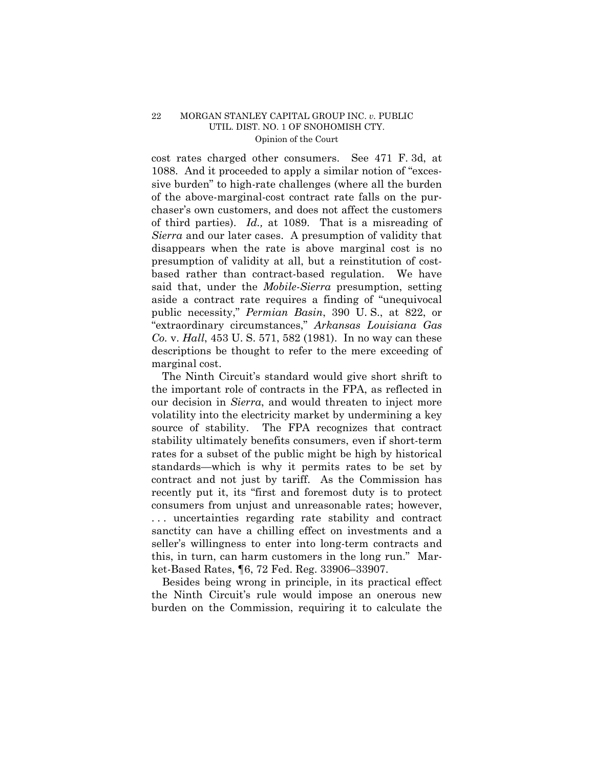cost rates charged other consumers. See 471 F. 3d, at 1088. And it proceeded to apply a similar notion of "excessive burden" to high-rate challenges (where all the burden of the above-marginal-cost contract rate falls on the purchaser's own customers, and does not affect the customers of third parties). *Id.,* at 1089. That is a misreading of *Sierra* and our later cases. A presumption of validity that disappears when the rate is above marginal cost is no presumption of validity at all, but a reinstitution of cost-based rather than contract-based regulation. We have said that, under the *Mobile-Sierra* presumption, setting aside a contract rate requires a finding of "unequivocal public necessity," *Permian Basin*, 390 U. S., at 822, or "extraordinary circumstances," *Arkansas Louisiana Gas Co.* v. *Hall*, 453 U. S. 571, 582 (1981). In no way can these descriptions be thought to refer to the mere exceeding of marginal cost.

The Ninth Circuit's standard would give short shrift to the important role of contracts in the FPA, as reflected in our decision in *Sierra*, and would threaten to inject more volatility into the electricity market by undermining a key source of stability. The FPA recognizes that contract stability ultimately benefits consumers, even if short-term rates for a subset of the public might be high by historical standards—which is why it permits rates to be set by contract and not just by tariff. As the Commission has recently put it, its "first and foremost duty is to protect consumers from unjust and unreasonable rates; however, . . . uncertainties regarding rate stability and contract sanctity can have a chilling effect on investments and a seller's willingness to enter into long-term contracts and this, in turn, can harm customers in the long run." Market-Based Rates, ¶6, 72 Fed. Reg. 33906–33907.

Besides being wrong in principle, in its practical effect the Ninth Circuit's rule would impose an onerous new burden on the Commission, requiring it to calculate the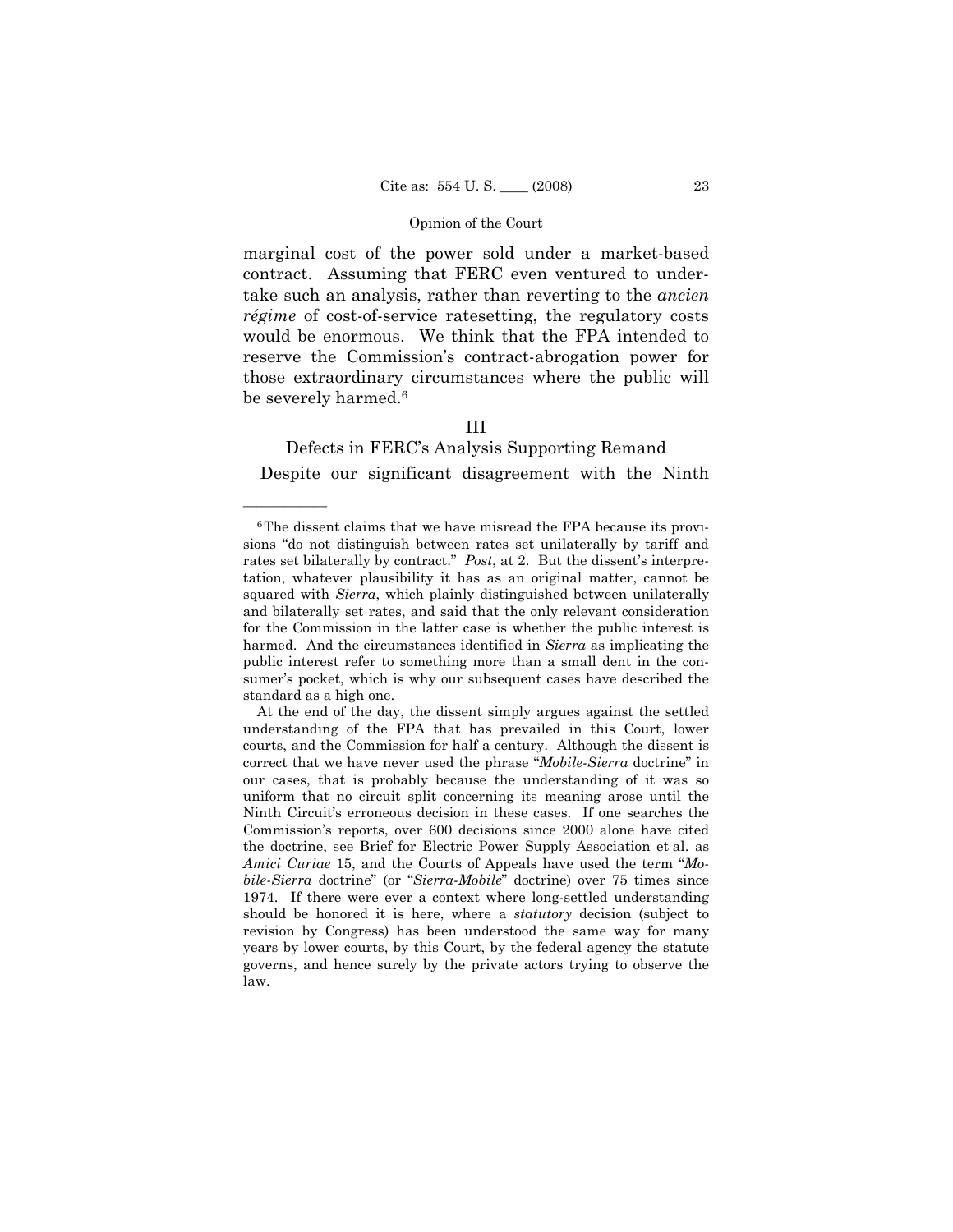marginal cost of the power sold under a market-based contract. Assuming that FERC even ventured to undertake such an analysis, rather than reverting to the *ancien régime* of cost-of-service ratesetting, the regulatory costs would be enormous. We think that the FPA intended to reserve the Commission's contract-abrogation power for those extraordinary circumstances where the public will be severely harmed.[6]

## III

### Defects in FERC's Analysis Supporting Remand

Despite our significant disagreement with the Ninth

---

[6] The dissent claims that we have misread the FPA because its provisions "do not distinguish between rates set unilaterally by tariff and rates set bilaterally by contract." *Post*, at 2. But the dissent's interpretation, whatever plausibility it has as an original matter, cannot be squared with *Sierra*, which plainly distinguished between unilaterally and bilaterally set rates, and said that the only relevant consideration for the Commission in the latter case is whether the public interest is harmed. And the circumstances identified in *Sierra* as implicating the public interest refer to something more than a small dent in the consumer's pocket, which is why our subsequent cases have described the standard as a high one.

At the end of the day, the dissent simply argues against the settled understanding of the FPA that has prevailed in this Court, lower courts, and the Commission for half a century. Although the dissent is correct that we have never used the phrase "*Mobile-Sierra* doctrine" in our cases, that is probably because the understanding of it was so uniform that no circuit split concerning its meaning arose until the Ninth Circuit's erroneous decision in these cases. If one searches the Commission's reports, over 600 decisions since 2000 alone have cited the doctrine, see Brief for Electric Power Supply Association et al. as *Amici Curiae* 15, and the Courts of Appeals have used the term "*Mobile-Sierra* doctrine" (or "*Sierra-Mobile*" doctrine) over 75 times since 1974. If there were ever a context where long-settled understanding should be honored it is here, where a *statutory* decision (subject to revision by Congress) has been understood the same way for many years by lower courts, by this Court, by the federal agency the statute governs, and hence surely by the private actors trying to observe the law.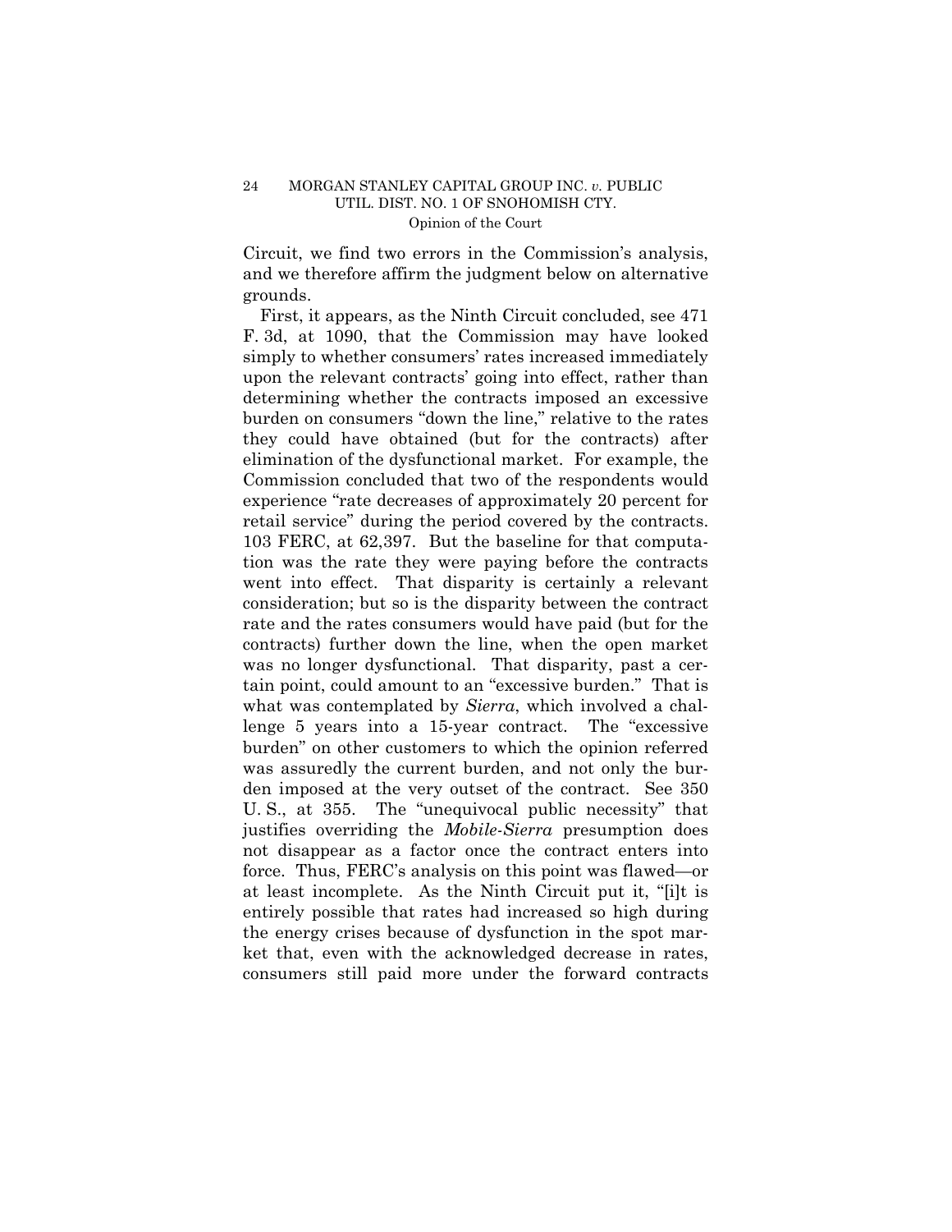Circuit, we find two errors in the Commission's analysis, and we therefore affirm the judgment below on alternative grounds.

First, it appears, as the Ninth Circuit concluded, see 471 F. 3d, at 1090, that the Commission may have looked simply to whether consumers' rates increased immediately upon the relevant contracts' going into effect, rather than determining whether the contracts imposed an excessive burden on consumers "down the line," relative to the rates they could have obtained (but for the contracts) after elimination of the dysfunctional market. For example, the Commission concluded that two of the respondents would experience "rate decreases of approximately 20 percent for retail service" during the period covered by the contracts. 103 FERC, at 62,397. But the baseline for that computation was the rate they were paying before the contracts went into effect. That disparity is certainly a relevant consideration; but so is the disparity between the contract rate and the rates consumers would have paid (but for the contracts) further down the line, when the open market was no longer dysfunctional. That disparity, past a certain point, could amount to an "excessive burden." That is what was contemplated by *Sierra*, which involved a challenge 5 years into a 15-year contract. The "excessive burden" on other customers to which the opinion referred was assuredly the current burden, and not only the burden imposed at the very outset of the contract. See 350 U. S., at 355. The "unequivocal public necessity" that justifies overriding the *Mobile-Sierra* presumption does not disappear as a factor once the contract enters into force. Thus, FERC's analysis on this point was flawed—or at least incomplete. As the Ninth Circuit put it, "[i]t is entirely possible that rates had increased so high during the energy crises because of dysfunction in the spot market that, even with the acknowledged decrease in rates, consumers still paid more under the forward contracts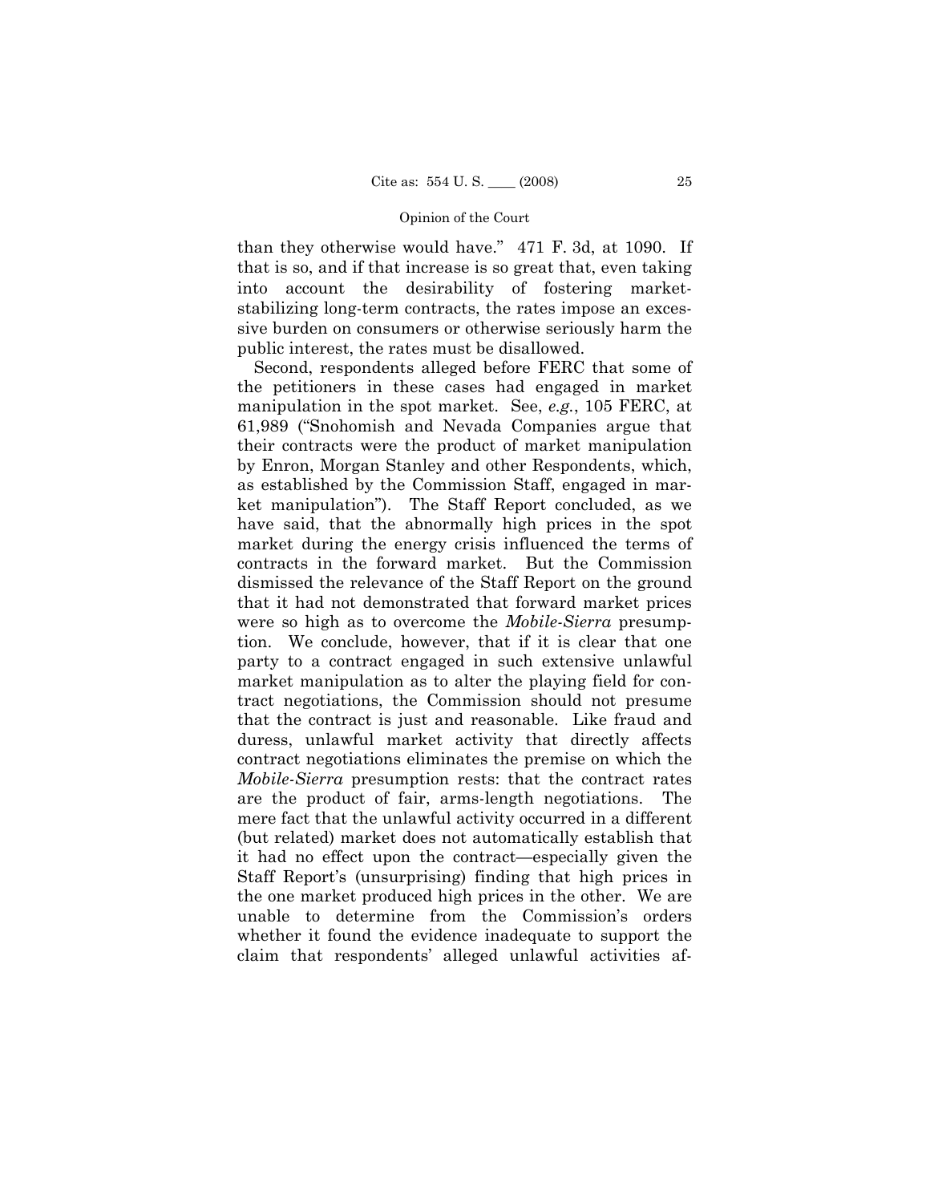than they otherwise would have." 471 F. 3d, at 1090. If that is so, and if that increase is so great that, even taking into account the desirability of fostering market-stabilizing long-term contracts, the rates impose an excessive burden on consumers or otherwise seriously harm the public interest, the rates must be disallowed.

Second, respondents alleged before FERC that some of the petitioners in these cases had engaged in market manipulation in the spot market. See, *e.g.*, 105 FERC, at 61,989 ("Snohomish and Nevada Companies argue that their contracts were the product of market manipulation by Enron, Morgan Stanley and other Respondents, which, as established by the Commission Staff, engaged in market manipulation"). The Staff Report concluded, as we have said, that the abnormally high prices in the spot market during the energy crisis influenced the terms of contracts in the forward market. But the Commission dismissed the relevance of the Staff Report on the ground that it had not demonstrated that forward market prices were so high as to overcome the *Mobile-Sierra* presumption. We conclude, however, that if it is clear that one party to a contract engaged in such extensive unlawful market manipulation as to alter the playing field for contract negotiations, the Commission should not presume that the contract is just and reasonable. Like fraud and duress, unlawful market activity that directly affects contract negotiations eliminates the premise on which the *Mobile-Sierra* presumption rests: that the contract rates are the product of fair, arms-length negotiations. The mere fact that the unlawful activity occurred in a different (but related) market does not automatically establish that it had no effect upon the contract—especially given the Staff Report's (unsurprising) finding that high prices in the one market produced high prices in the other. We are unable to determine from the Commission's orders whether it found the evidence inadequate to support the claim that respondents' alleged unlawful activities af-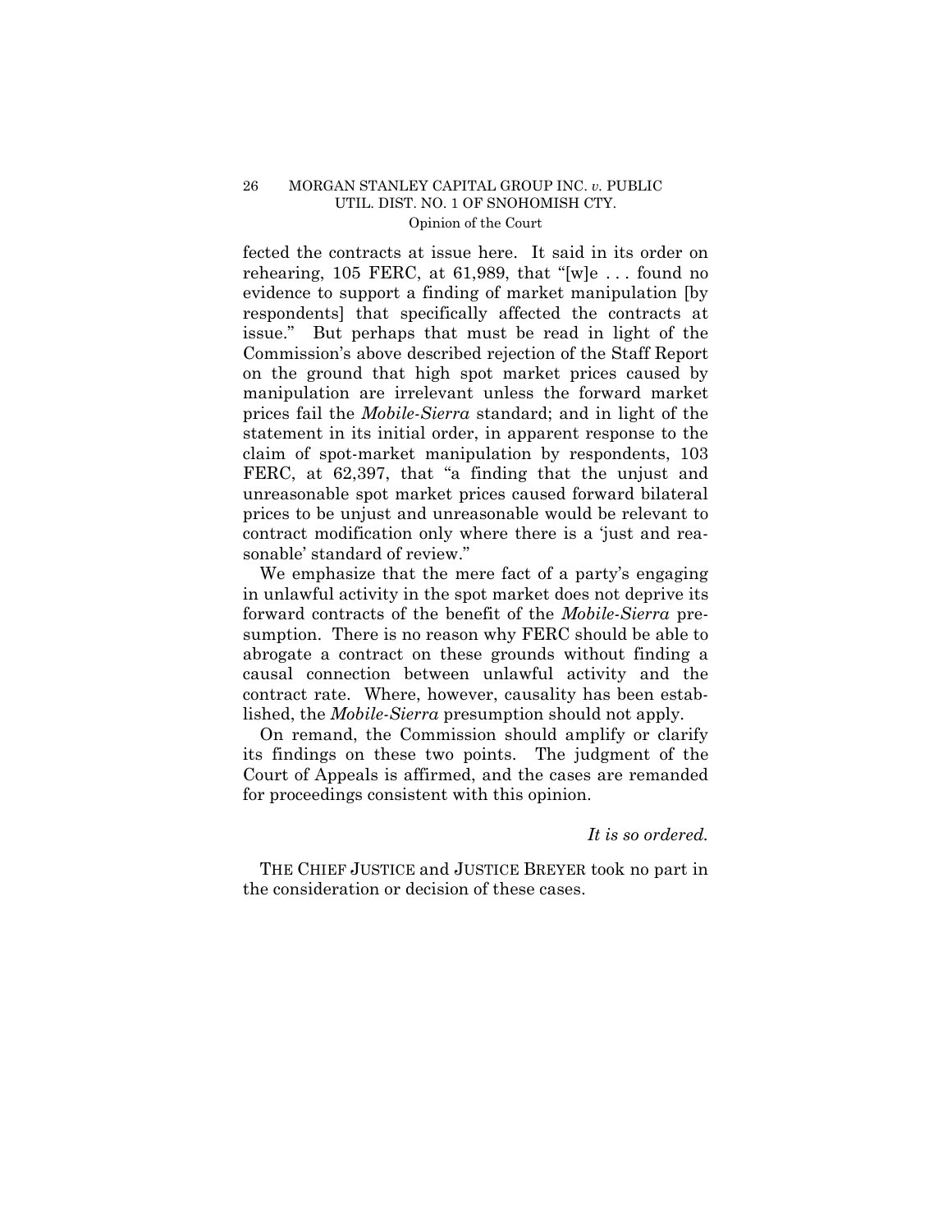fected the contracts at issue here. It said in its order on rehearing, 105 FERC, at 61,989, that "[w]e . . . found no evidence to support a finding of market manipulation [by respondents] that specifically affected the contracts at issue." But perhaps that must be read in light of the Commission's above described rejection of the Staff Report on the ground that high spot market prices caused by manipulation are irrelevant unless the forward market prices fail the *Mobile-Sierra* standard; and in light of the statement in its initial order, in apparent response to the claim of spot-market manipulation by respondents, 103 FERC, at 62,397, that "a finding that the unjust and unreasonable spot market prices caused forward bilateral prices to be unjust and unreasonable would be relevant to contract modification only where there is a 'just and reasonable' standard of review."

We emphasize that the mere fact of a party's engaging in unlawful activity in the spot market does not deprive its forward contracts of the benefit of the *Mobile-Sierra* presumption. There is no reason why FERC should be able to abrogate a contract on these grounds without finding a causal connection between unlawful activity and the contract rate. Where, however, causality has been established, the *Mobile-Sierra* presumption should not apply.

On remand, the Commission should amplify or clarify its findings on these two points. The judgment of the Court of Appeals is affirmed, and the cases are remanded for proceedings consistent with this opinion.

*It is so ordered.*

THE CHIEF JUSTICE and JUSTICE BREYER took no part in the consideration or decision of these cases.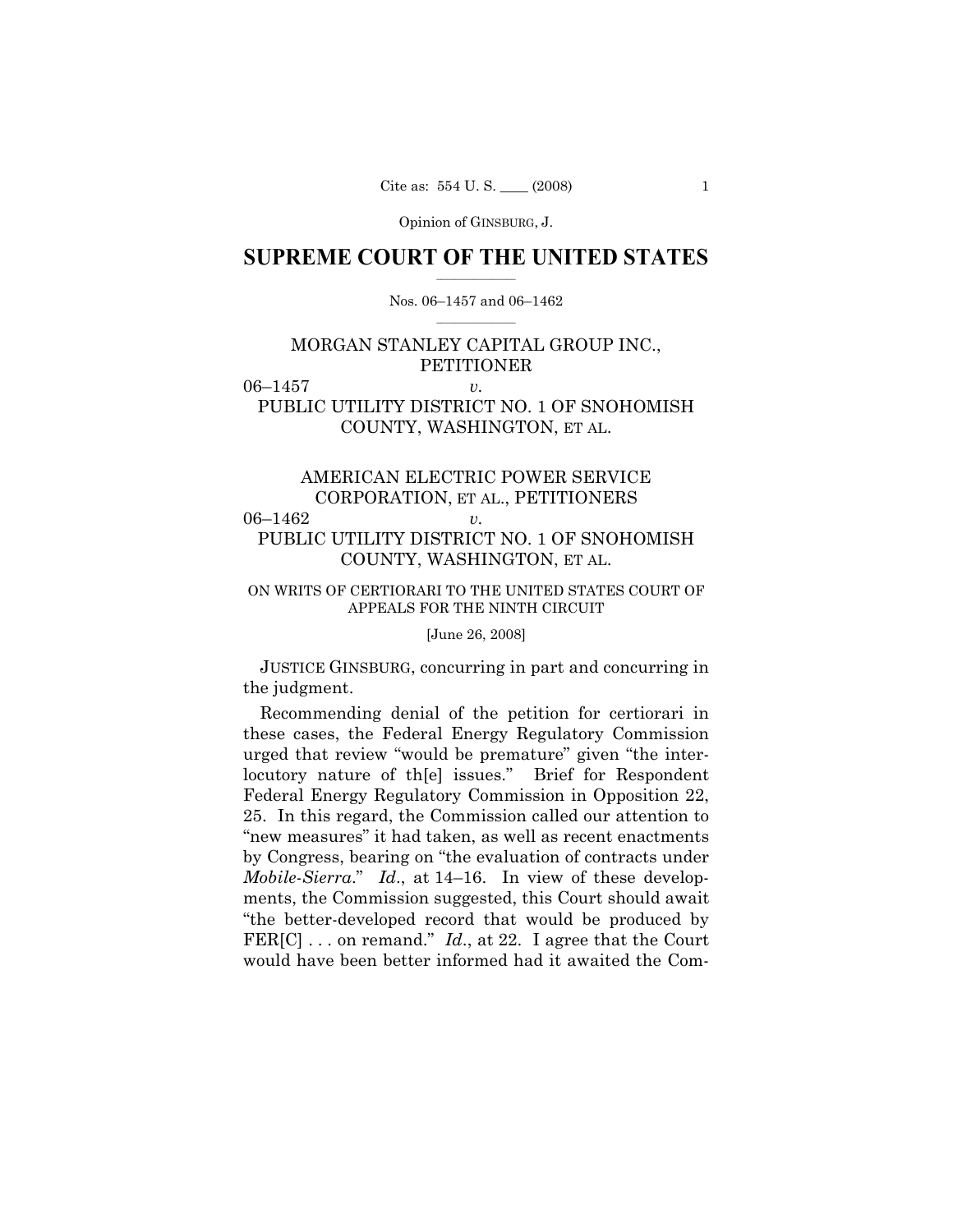Opinion of GINSBURG, J.

# SUPREME COURT OF THE UNITED STATES

Nos. 06–1457 and 06–1462

MORGAN STANLEY CAPITAL GROUP INC., PETITIONER

06–1457 *v.*

PUBLIC UTILITY DISTRICT NO. 1 OF SNOHOMISH COUNTY, WASHINGTON, ET AL.

AMERICAN ELECTRIC POWER SERVICE CORPORATION, ET AL., PETITIONERS

06–1462 *v.*

PUBLIC UTILITY DISTRICT NO. 1 OF SNOHOMISH COUNTY, WASHINGTON, ET AL.

ON WRITS OF CERTIORARI TO THE UNITED STATES COURT OF APPEALS FOR THE NINTH CIRCUIT

[June 26, 2008]

JUSTICE GINSBURG, concurring in part and concurring in the judgment.

Recommending denial of the petition for certiorari in these cases, the Federal Energy Regulatory Commission urged that review "would be premature" given "the interlocutory nature of th[e] issues." Brief for Respondent Federal Energy Regulatory Commission in Opposition 22, 25. In this regard, the Commission called our attention to "new measures" it had taken, as well as recent enactments by Congress, bearing on "the evaluation of contracts under *Mobile-Sierra*." *Id*., at 14–16. In view of these developments, the Commission suggested, this Court should await "the better-developed record that would be produced by FER[C] . . . on remand." *Id*., at 22. I agree that the Court would have been better informed had it awaited the Com-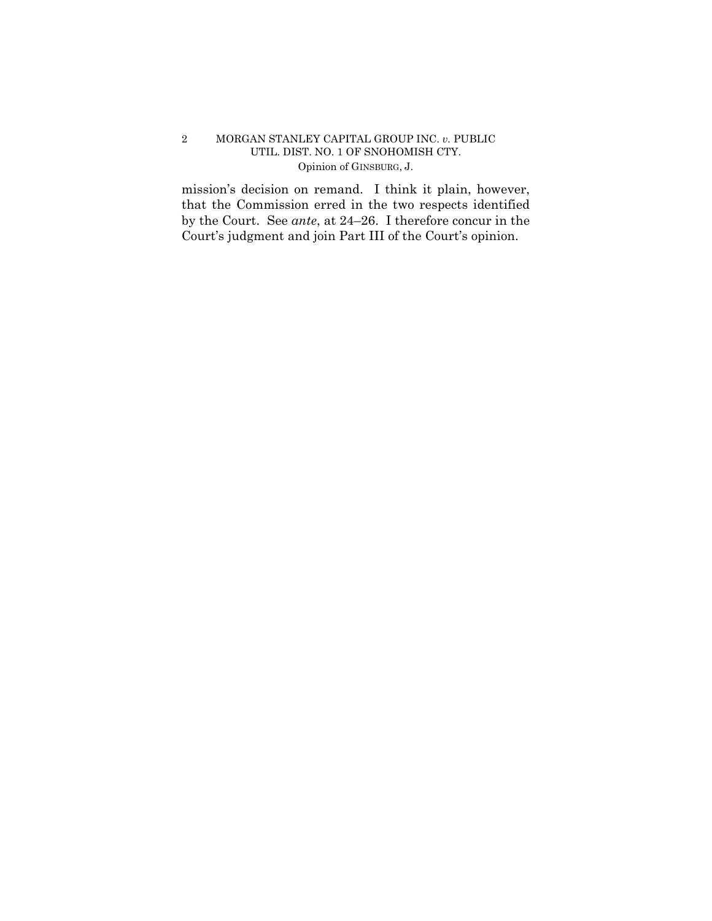mission's decision on remand. I think it plain, however, that the Commission erred in the two respects identified by the Court. See *ante*, at 24–26. I therefore concur in the Court's judgment and join Part III of the Court's opinion.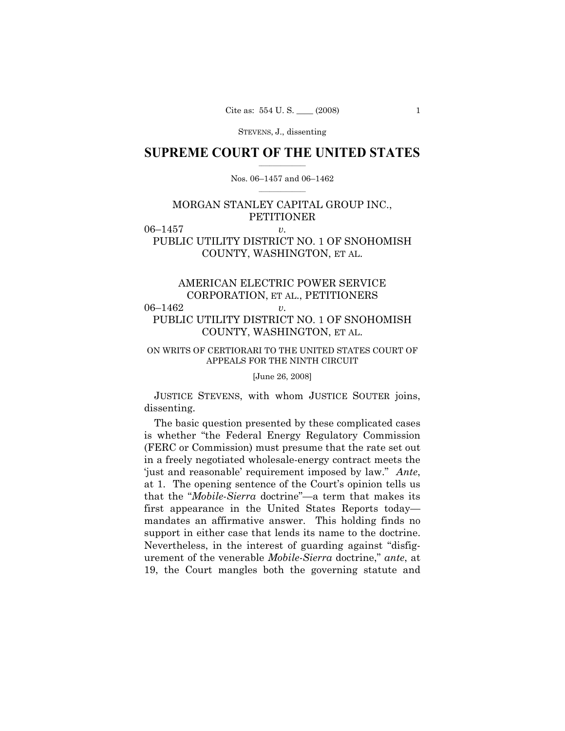STEVENS, J., dissenting

# SUPREME COURT OF THE UNITED STATES

Nos. 06–1457 and 06–1462

MORGAN STANLEY CAPITAL GROUP INC., PETITIONER

06–1457 *v.*

PUBLIC UTILITY DISTRICT NO. 1 OF SNOHOMISH COUNTY, WASHINGTON, ET AL.

AMERICAN ELECTRIC POWER SERVICE CORPORATION, ET AL., PETITIONERS

06–1462 *v.*

PUBLIC UTILITY DISTRICT NO. 1 OF SNOHOMISH COUNTY, WASHINGTON, ET AL.

ON WRITS OF CERTIORARI TO THE UNITED STATES COURT OF APPEALS FOR THE NINTH CIRCUIT

[June 26, 2008]

JUSTICE STEVENS, with whom JUSTICE SOUTER joins, dissenting.

The basic question presented by these complicated cases is whether "the Federal Energy Regulatory Commission (FERC or Commission) must presume that the rate set out in a freely negotiated wholesale-energy contract meets the 'just and reasonable' requirement imposed by law." *Ante*, at 1. The opening sentence of the Court's opinion tells us that the "*Mobile-Sierra* doctrine"—a term that makes its first appearance in the United States Reports today—mandates an affirmative answer. This holding finds no support in either case that lends its name to the doctrine. Nevertheless, in the interest of guarding against "disfigurement of the venerable *Mobile-Sierra* doctrine," *ante*, at 19, the Court mangles both the governing statute and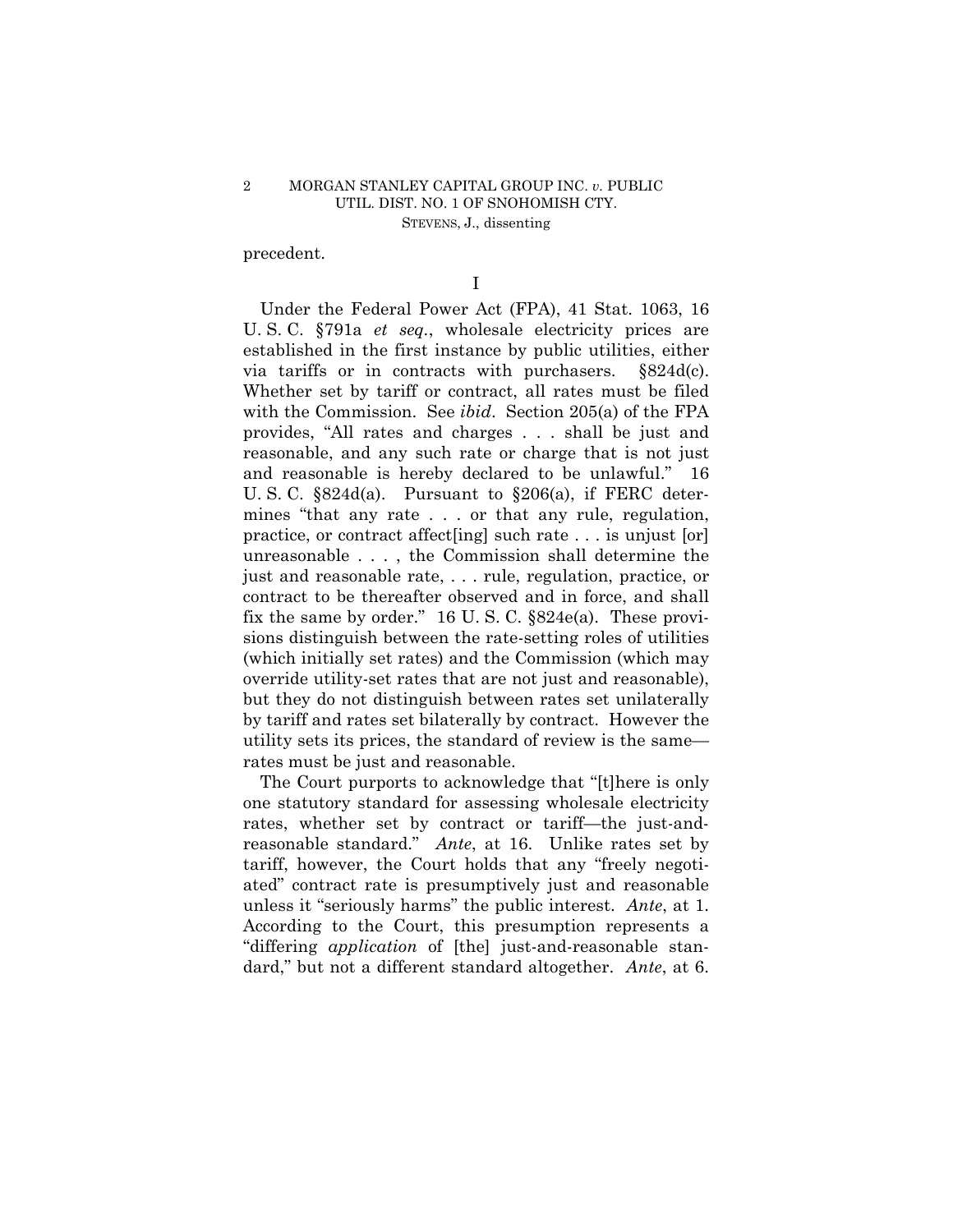precedent.

## I

Under the Federal Power Act (FPA), 41 Stat. 1063, 16 U. S. C. §791a *et seq.*, wholesale electricity prices are established in the first instance by public utilities, either via tariffs or in contracts with purchasers. §824d(c). Whether set by tariff or contract, all rates must be filed with the Commission. See *ibid*. Section 205(a) of the FPA provides, "All rates and charges . . . shall be just and reasonable, and any such rate or charge that is not just and reasonable is hereby declared to be unlawful." 16 U. S. C. §824d(a). Pursuant to §206(a), if FERC determines "that any rate . . . or that any rule, regulation, practice, or contract affect[ing] such rate . . . is unjust [or] unreasonable . . . , the Commission shall determine the just and reasonable rate, . . . rule, regulation, practice, or contract to be thereafter observed and in force, and shall fix the same by order." 16 U. S. C. §824e(a). These provisions distinguish between the rate-setting roles of utilities (which initially set rates) and the Commission (which may override utility-set rates that are not just and reasonable), but they do not distinguish between rates set unilaterally by tariff and rates set bilaterally by contract. However the utility sets its prices, the standard of review is the same—rates must be just and reasonable.

The Court purports to acknowledge that "[t]here is only one statutory standard for assessing wholesale electricity rates, whether set by contract or tariff—the just-and-reasonable standard." *Ante*, at 16. Unlike rates set by tariff, however, the Court holds that any "freely negotiated" contract rate is presumptively just and reasonable unless it "seriously harms" the public interest. *Ante*, at 1. According to the Court, this presumption represents a "differing *application* of [the] just-and-reasonable standard," but not a different standard altogether. *Ante*, at 6.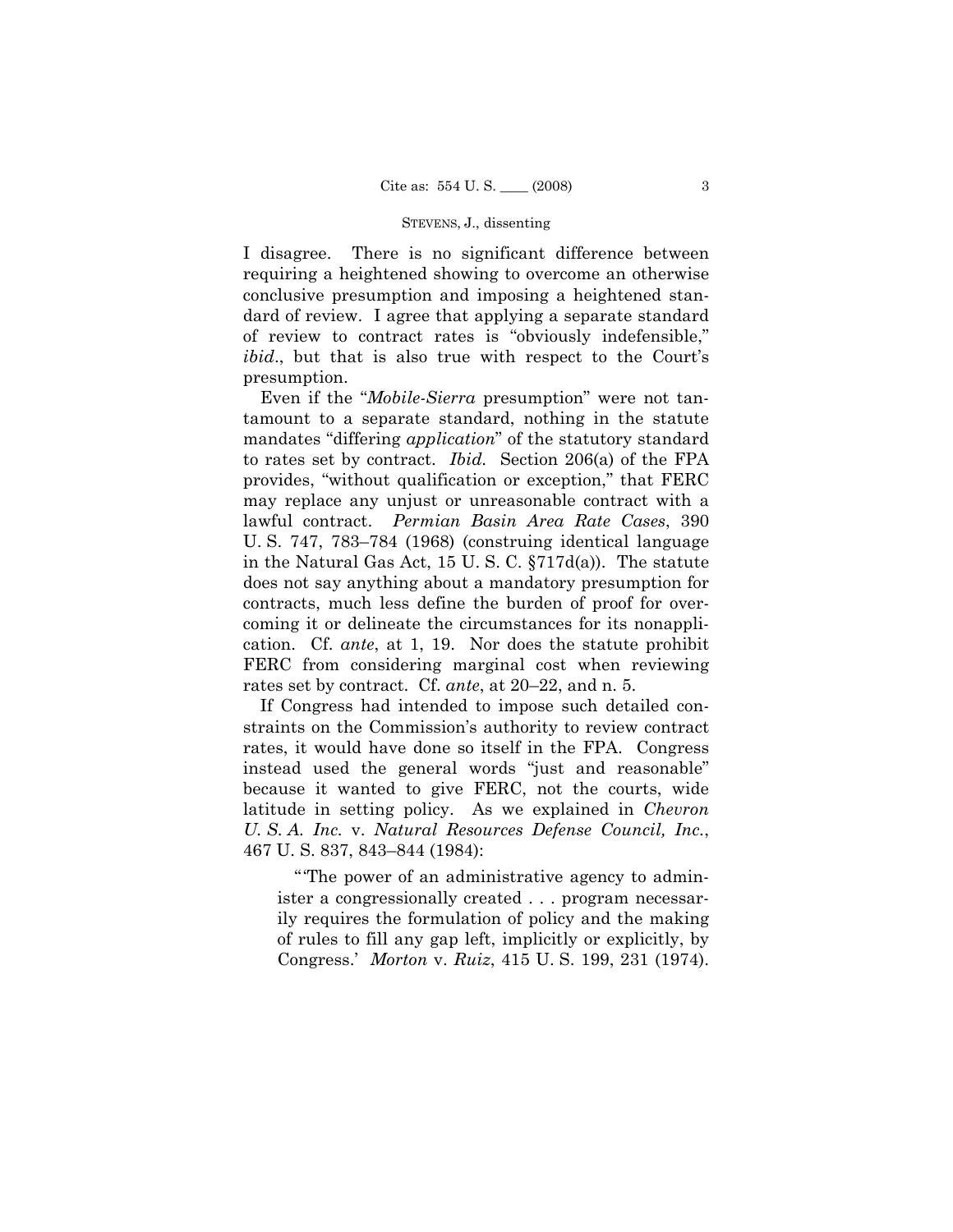I disagree. There is no significant difference between requiring a heightened showing to overcome an otherwise conclusive presumption and imposing a heightened standard of review. I agree that applying a separate standard of review to contract rates is "obviously indefensible," *ibid*., but that is also true with respect to the Court's presumption.

Even if the "*Mobile-Sierra* presumption" were not tantamount to a separate standard, nothing in the statute mandates "differing *application*" of the statutory standard to rates set by contract. *Ibid.* Section 206(a) of the FPA provides, "without qualification or exception," that FERC may replace any unjust or unreasonable contract with a lawful contract. *Permian Basin Area Rate Cases*, 390 U. S. 747, 783–784 (1968) (construing identical language in the Natural Gas Act, 15 U. S. C. §717d(a)). The statute does not say anything about a mandatory presumption for contracts, much less define the burden of proof for overcoming it or delineate the circumstances for its nonapplication. Cf. *ante*, at 1, 19. Nor does the statute prohibit FERC from considering marginal cost when reviewing rates set by contract. Cf. *ante*, at 20–22, and n. 5.

If Congress had intended to impose such detailed constraints on the Commission's authority to review contract rates, it would have done so itself in the FPA. Congress instead used the general words "just and reasonable" because it wanted to give FERC, not the courts, wide latitude in setting policy. As we explained in *Chevron U. S. A. Inc.* v. *Natural Resources Defense Council, Inc.*, 467 U. S. 837, 843–844 (1984):

> "'The power of an administrative agency to administer a congressionally created . . . program necessarily requires the formulation of policy and the making of rules to fill any gap left, implicitly or explicitly, by Congress.' *Morton* v. *Ruiz*, 415 U. S. 199, 231 (1974).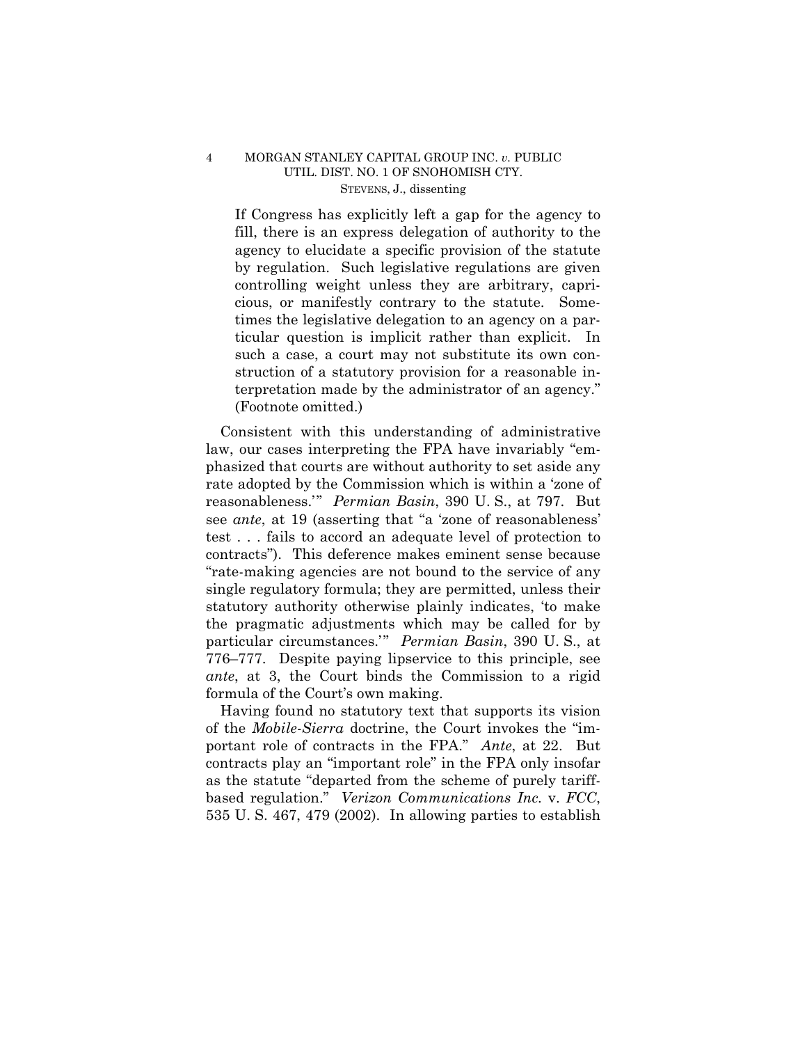> If Congress has explicitly left a gap for the agency to fill, there is an express delegation of authority to the agency to elucidate a specific provision of the statute by regulation. Such legislative regulations are given controlling weight unless they are arbitrary, capricious, or manifestly contrary to the statute. Sometimes the legislative delegation to an agency on a particular question is implicit rather than explicit. In such a case, a court may not substitute its own construction of a statutory provision for a reasonable interpretation made by the administrator of an agency." (Footnote omitted.)

Consistent with this understanding of administrative law, our cases interpreting the FPA have invariably "emphasized that courts are without authority to set aside any rate adopted by the Commission which is within a 'zone of reasonableness.'" *Permian Basin*, 390 U. S., at 797. But see *ante*, at 19 (asserting that "a 'zone of reasonableness' test . . . fails to accord an adequate level of protection to contracts"). This deference makes eminent sense because "rate-making agencies are not bound to the service of any single regulatory formula; they are permitted, unless their statutory authority otherwise plainly indicates, 'to make the pragmatic adjustments which may be called for by particular circumstances.'" *Permian Basin*, 390 U. S., at 776–777. Despite paying lipservice to this principle, see *ante*, at 3, the Court binds the Commission to a rigid formula of the Court's own making.

Having found no statutory text that supports its vision of the *Mobile-Sierra* doctrine, the Court invokes the "important role of contracts in the FPA." *Ante*, at 22. But contracts play an "important role" in the FPA only insofar as the statute "departed from the scheme of purely tariff-based regulation." *Verizon Communications Inc.* v. *FCC*, 535 U. S. 467, 479 (2002). In allowing parties to establish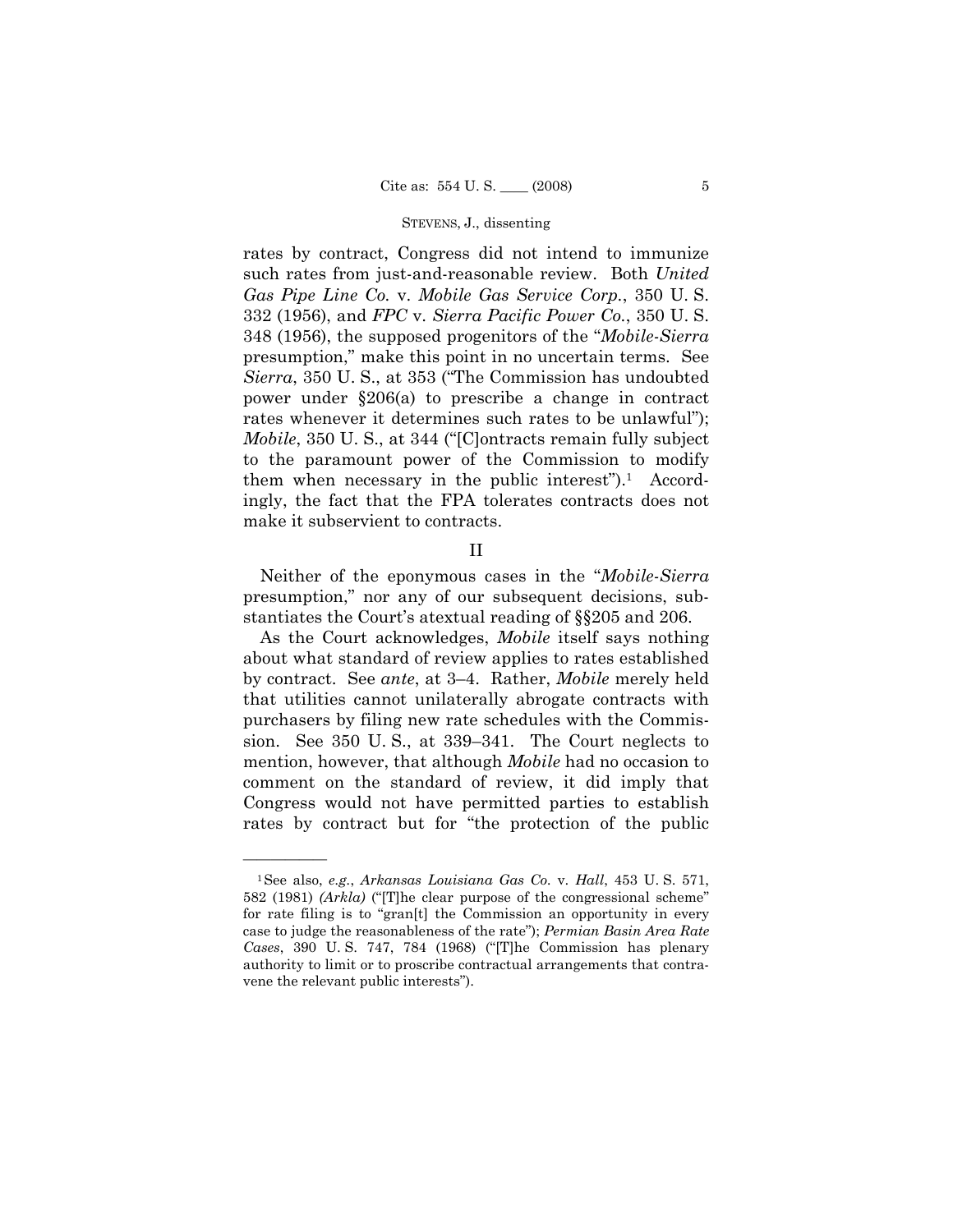rates by contract, Congress did not intend to immunize such rates from just-and-reasonable review. Both *United Gas Pipe Line Co.* v. *Mobile Gas Service Corp.*, 350 U. S. 332 (1956), and *FPC* v. *Sierra Pacific Power Co.*, 350 U. S. 348 (1956), the supposed progenitors of the "*Mobile-Sierra* presumption," make this point in no uncertain terms. See *Sierra*, 350 U. S., at 353 ("The Commission has undoubted power under §206(a) to prescribe a change in contract rates whenever it determines such rates to be unlawful"); *Mobile*, 350 U. S., at 344 ("[C]ontracts remain fully subject to the paramount power of the Commission to modify them when necessary in the public interest").[1] Accordingly, the fact that the FPA tolerates contracts does not make it subservient to contracts.

## II

Neither of the eponymous cases in the "*Mobile-Sierra* presumption," nor any of our subsequent decisions, substantiates the Court's atextual reading of §§205 and 206.

As the Court acknowledges, *Mobile* itself says nothing about what standard of review applies to rates established by contract. See *ante*, at 3–4. Rather, *Mobile* merely held that utilities cannot unilaterally abrogate contracts with purchasers by filing new rate schedules with the Commission. See 350 U. S., at 339–341. The Court neglects to mention, however, that although *Mobile* had no occasion to comment on the standard of review, it did imply that Congress would not have permitted parties to establish rates by contract but for "the protection of the public

---

[1] See also, *e.g.*, *Arkansas Louisiana Gas Co.* v. *Hall*, 453 U. S. 571, 582 (1981) *(Arkla)* ("[T]he clear purpose of the congressional scheme" for rate filing is to "gran[t] the Commission an opportunity in every case to judge the reasonableness of the rate"); *Permian Basin Area Rate Cases*, 390 U. S. 747, 784 (1968) ("[T]he Commission has plenary authority to limit or to proscribe contractual arrangements that contravene the relevant public interests").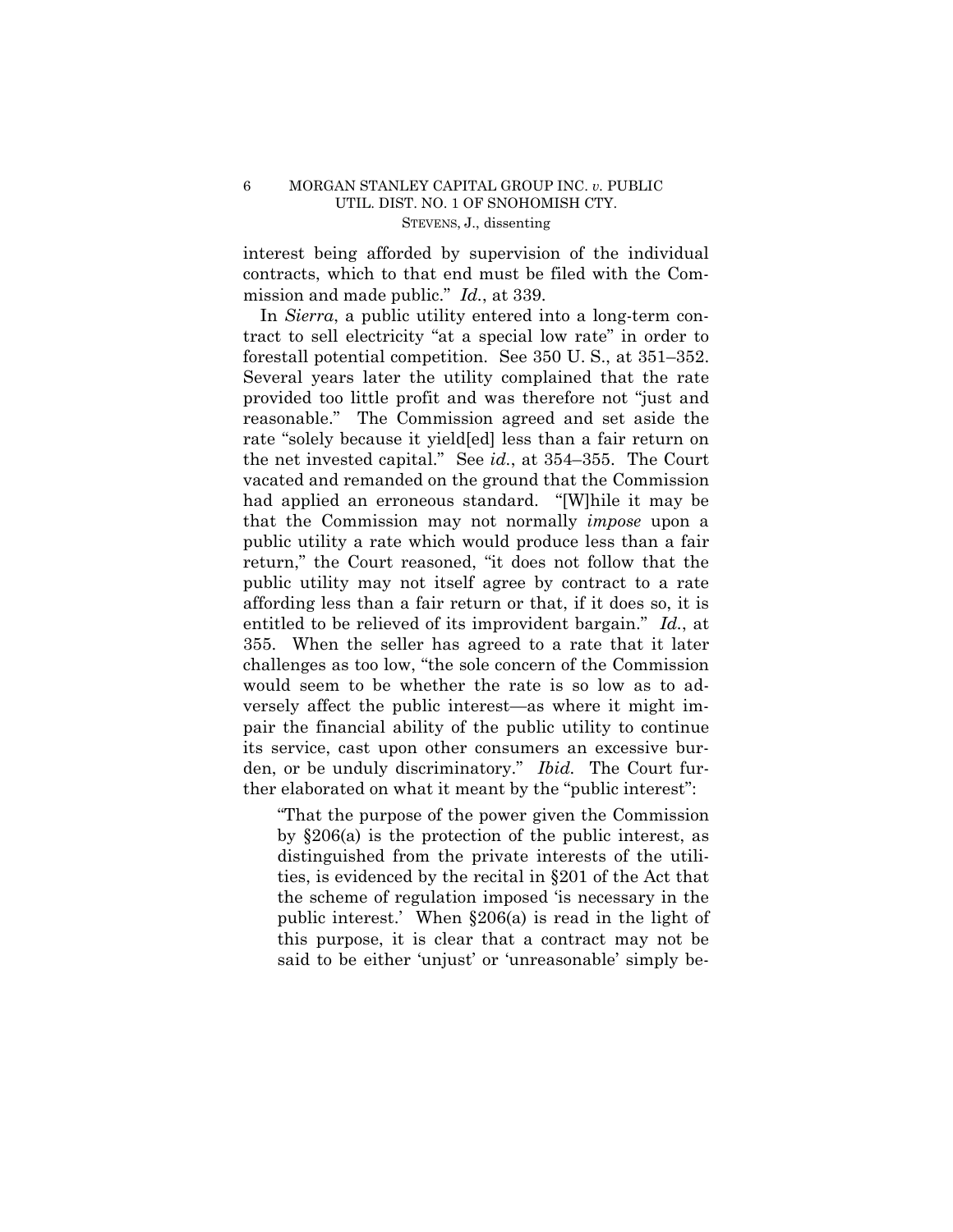interest being afforded by supervision of the individual contracts, which to that end must be filed with the Commission and made public." *Id.*, at 339.

In *Sierra*, a public utility entered into a long-term contract to sell electricity "at a special low rate" in order to forestall potential competition. See 350 U. S., at 351–352. Several years later the utility complained that the rate provided too little profit and was therefore not "just and reasonable." The Commission agreed and set aside the rate "solely because it yield[ed] less than a fair return on the net invested capital." See *id.*, at 354–355. The Court vacated and remanded on the ground that the Commission had applied an erroneous standard. "[W]hile it may be that the Commission may not normally *impose* upon a public utility a rate which would produce less than a fair return," the Court reasoned, "it does not follow that the public utility may not itself agree by contract to a rate affording less than a fair return or that, if it does so, it is entitled to be relieved of its improvident bargain." *Id.*, at 355. When the seller has agreed to a rate that it later challenges as too low, "the sole concern of the Commission would seem to be whether the rate is so low as to adversely affect the public interest—as where it might impair the financial ability of the public utility to continue its service, cast upon other consumers an excessive burden, or be unduly discriminatory." *Ibid.* The Court further elaborated on what it meant by the "public interest":

> "That the purpose of the power given the Commission by §206(a) is the protection of the public interest, as distinguished from the private interests of the utilities, is evidenced by the recital in §201 of the Act that the scheme of regulation imposed 'is necessary in the public interest.' When §206(a) is read in the light of this purpose, it is clear that a contract may not be said to be either 'unjust' or 'unreasonable' simply be-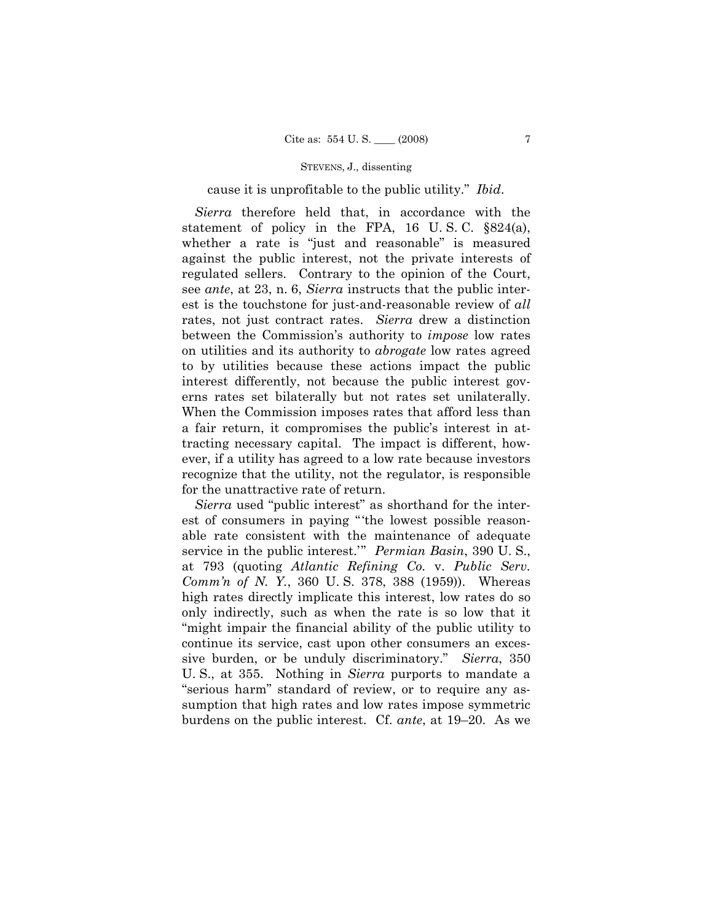cause it is unprofitable to the public utility." *Ibid*.

*Sierra* therefore held that, in accordance with the statement of policy in the FPA, 16 U. S. C. §824(a), whether a rate is "just and reasonable" is measured against the public interest, not the private interests of regulated sellers. Contrary to the opinion of the Court, see *ante*, at 23, n. 6, *Sierra* instructs that the public interest is the touchstone for just-and-reasonable review of *all* rates, not just contract rates. *Sierra* drew a distinction between the Commission's authority to *impose* low rates on utilities and its authority to *abrogate* low rates agreed to by utilities because these actions impact the public interest differently, not because the public interest governs rates set bilaterally but not rates set unilaterally. When the Commission imposes rates that afford less than a fair return, it compromises the public's interest in attracting necessary capital. The impact is different, however, if a utility has agreed to a low rate because investors recognize that the utility, not the regulator, is responsible for the unattractive rate of return.

*Sierra* used "public interest" as shorthand for the interest of consumers in paying "'the lowest possible reasonable rate consistent with the maintenance of adequate service in the public interest.'" *Permian Basin*, 390 U. S., at 793 (quoting *Atlantic Refining Co.* v. *Public Serv. Comm'n of N. Y.*, 360 U. S. 378, 388 (1959)). Whereas high rates directly implicate this interest, low rates do so only indirectly, such as when the rate is so low that it "might impair the financial ability of the public utility to continue its service, cast upon other consumers an excessive burden, or be unduly discriminatory." *Sierra*, 350 U. S., at 355. Nothing in *Sierra* purports to mandate a "serious harm" standard of review, or to require any assumption that high rates and low rates impose symmetric burdens on the public interest. Cf. *ante*, at 19–20. As we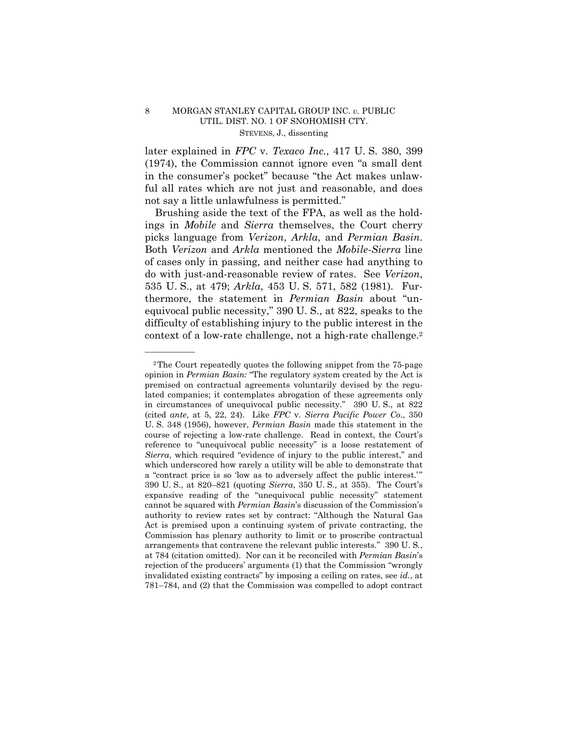later explained in *FPC* v. *Texaco Inc.*, 417 U. S. 380, 399 (1974), the Commission cannot ignore even "a small dent in the consumer's pocket" because "the Act makes unlawful all rates which are not just and reasonable, and does not say a little unlawfulness is permitted."

Brushing aside the text of the FPA, as well as the holdings in *Mobile* and *Sierra* themselves, the Court cherry picks language from *Verizon*, *Arkla*, and *Permian Basin*. Both *Verizon* and *Arkla* mentioned the *Mobile-Sierra* line of cases only in passing, and neither case had anything to do with just-and-reasonable review of rates. See *Verizon*, 535 U. S., at 479; *Arkla*, 453 U. S. 571, 582 (1981). Furthermore, the statement in *Permian Basin* about "unequivocal public necessity," 390 U. S., at 822, speaks to the difficulty of establishing injury to the public interest in the context of a low-rate challenge, not a high-rate challenge.[2]

---

[2] The Court repeatedly quotes the following snippet from the 75-page opinion in *Permian Basin:* "The regulatory system created by the Act is premised on contractual agreements voluntarily devised by the regulated companies; it contemplates abrogation of these agreements only in circumstances of unequivocal public necessity." 390 U. S., at 822 (cited *ante*, at 5, 22, 24). Like *FPC* v. *Sierra Pacific Power Co*., 350 U. S. 348 (1956), however, *Permian Basin* made this statement in the course of rejecting a low-rate challenge. Read in context, the Court's reference to "unequivocal public necessity" is a loose restatement of *Sierra*, which required "evidence of injury to the public interest," and which underscored how rarely a utility will be able to demonstrate that a "contract price is so 'low as to adversely affect the public interest.'" 390 U. S., at 820–821 (quoting *Sierra*, 350 U. S., at 355). The Court's expansive reading of the "unequivocal public necessity" statement cannot be squared with *Permian Basin*'s discussion of the Commission's authority to review rates set by contract: "Although the Natural Gas Act is premised upon a continuing system of private contracting, the Commission has plenary authority to limit or to proscribe contractual arrangements that contravene the relevant public interests." 390 U. S., at 784 (citation omitted). Nor can it be reconciled with *Permian Basin*'s rejection of the producers' arguments (1) that the Commission "wrongly invalidated existing contracts" by imposing a ceiling on rates, see *id.*, at 781–784, and (2) that the Commission was compelled to adopt contract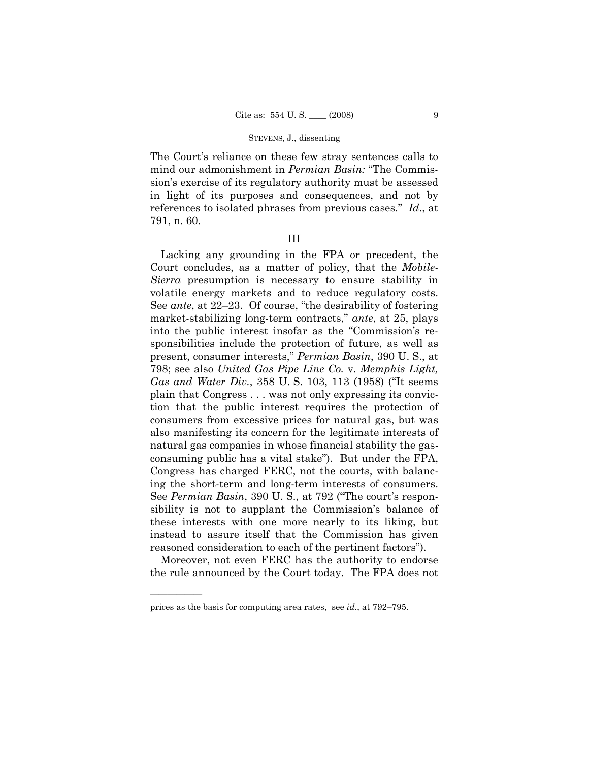The Court's reliance on these few stray sentences calls to mind our admonishment in *Permian Basin:* "The Commission's exercise of its regulatory authority must be assessed in light of its purposes and consequences, and not by references to isolated phrases from previous cases." *Id*., at 791, n. 60.

III

Lacking any grounding in the FPA or precedent, the Court concludes, as a matter of policy, that the *Mobile-Sierra* presumption is necessary to ensure stability in volatile energy markets and to reduce regulatory costs. See *ante*, at 22–23. Of course, "the desirability of fostering market-stabilizing long-term contracts," *ante*, at 25, plays into the public interest insofar as the "Commission's responsibilities include the protection of future, as well as present, consumer interests," *Permian Basin*, 390 U. S., at 798; see also *United Gas Pipe Line Co.* v. *Memphis Light, Gas and Water Div.*, 358 U. S. 103, 113 (1958) ("It seems plain that Congress . . . was not only expressing its conviction that the public interest requires the protection of consumers from excessive prices for natural gas, but was also manifesting its concern for the legitimate interests of natural gas companies in whose financial stability the gas-consuming public has a vital stake"). But under the FPA, Congress has charged FERC, not the courts, with balancing the short-term and long-term interests of consumers. See *Permian Basin*, 390 U. S., at 792 ("The court's responsibility is not to supplant the Commission's balance of these interests with one more nearly to its liking, but instead to assure itself that the Commission has given reasoned consideration to each of the pertinent factors").

Moreover, not even FERC has the authority to endorse the rule announced by the Court today. The FPA does not

---

prices as the basis for computing area rates, see *id.*, at 792–795.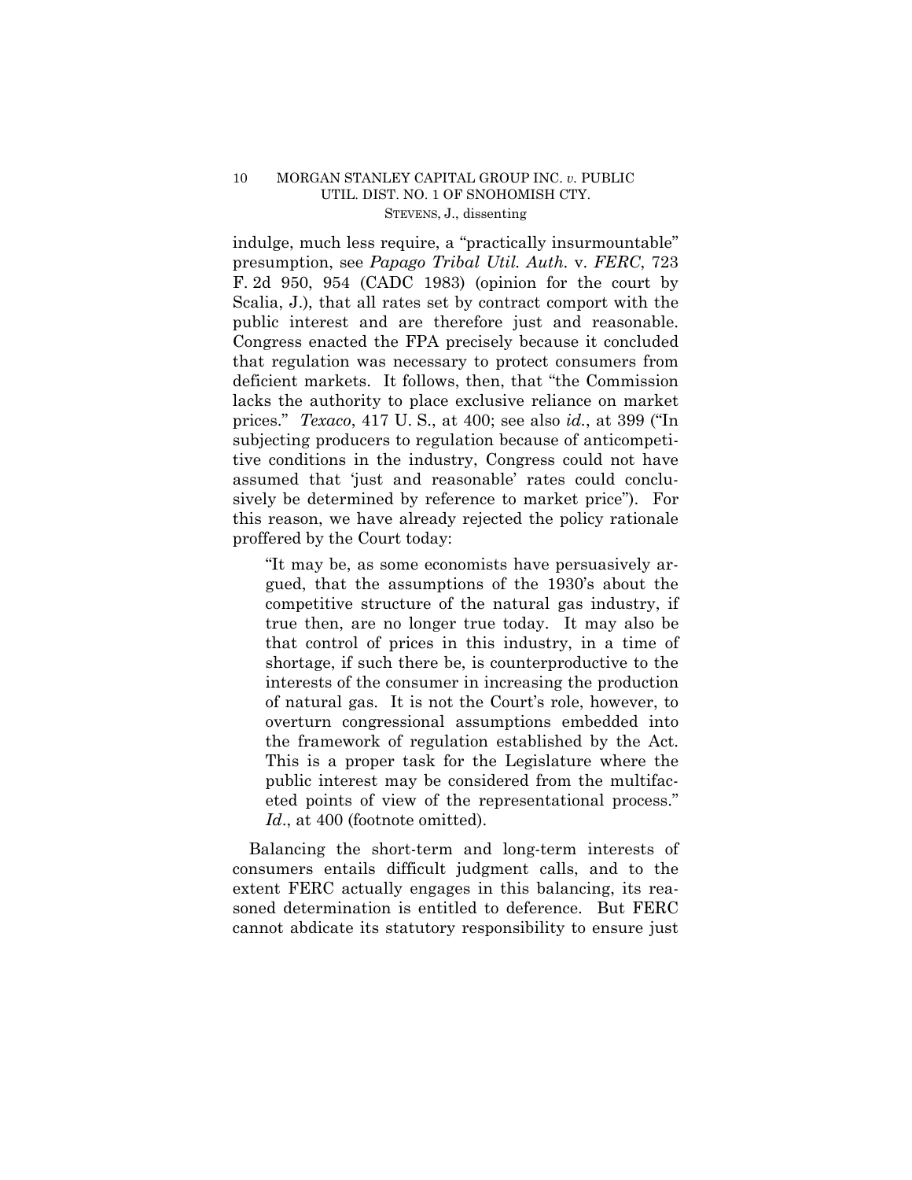indulge, much less require, a "practically insurmountable" presumption, see *Papago Tribal Util. Auth.* v. *FERC*, 723 F. 2d 950, 954 (CADC 1983) (opinion for the court by Scalia, J.), that all rates set by contract comport with the public interest and are therefore just and reasonable. Congress enacted the FPA precisely because it concluded that regulation was necessary to protect consumers from deficient markets. It follows, then, that "the Commission lacks the authority to place exclusive reliance on market prices." *Texaco*, 417 U. S., at 400; see also *id.*, at 399 ("In subjecting producers to regulation because of anticompetitive conditions in the industry, Congress could not have assumed that 'just and reasonable' rates could conclusively be determined by reference to market price"). For this reason, we have already rejected the policy rationale proffered by the Court today:

> "It may be, as some economists have persuasively argued, that the assumptions of the 1930's about the competitive structure of the natural gas industry, if true then, are no longer true today. It may also be that control of prices in this industry, in a time of shortage, if such there be, is counterproductive to the interests of the consumer in increasing the production of natural gas. It is not the Court's role, however, to overturn congressional assumptions embedded into the framework of regulation established by the Act. This is a proper task for the Legislature where the public interest may be considered from the multifaceted points of view of the representational process." *Id.*, at 400 (footnote omitted).

Balancing the short-term and long-term interests of consumers entails difficult judgment calls, and to the extent FERC actually engages in this balancing, its reasoned determination is entitled to deference. But FERC cannot abdicate its statutory responsibility to ensure just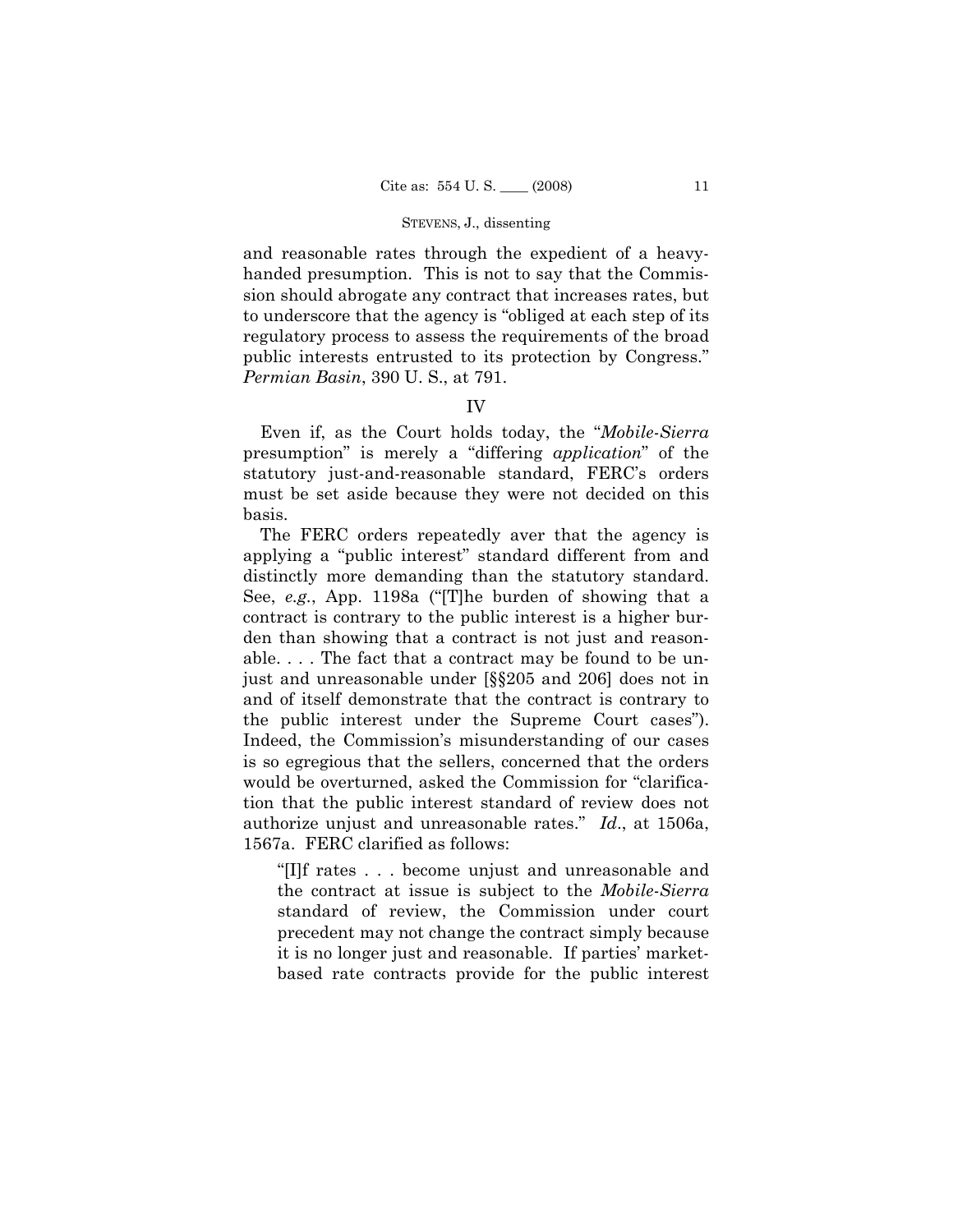and reasonable rates through the expedient of a heavy-handed presumption. This is not to say that the Commission should abrogate any contract that increases rates, but to underscore that the agency is "obliged at each step of its regulatory process to assess the requirements of the broad public interests entrusted to its protection by Congress." *Permian Basin*, 390 U. S., at 791.

## IV

Even if, as the Court holds today, the "*Mobile-Sierra* presumption" is merely a "differing *application*" of the statutory just-and-reasonable standard, FERC's orders must be set aside because they were not decided on this basis.

The FERC orders repeatedly aver that the agency is applying a "public interest" standard different from and distinctly more demanding than the statutory standard. See, *e.g.*, App. 1198a ("[T]he burden of showing that a contract is contrary to the public interest is a higher burden than showing that a contract is not just and reasonable. . . . The fact that a contract may be found to be unjust and unreasonable under [§§205 and 206] does not in and of itself demonstrate that the contract is contrary to the public interest under the Supreme Court cases"). Indeed, the Commission's misunderstanding of our cases is so egregious that the sellers, concerned that the orders would be overturned, asked the Commission for "clarification that the public interest standard of review does not authorize unjust and unreasonable rates." *Id*., at 1506a, 1567a. FERC clarified as follows:

> "[I]f rates . . . become unjust and unreasonable and the contract at issue is subject to the *Mobile-Sierra* standard of review, the Commission under court precedent may not change the contract simply because it is no longer just and reasonable. If parties' market-based rate contracts provide for the public interest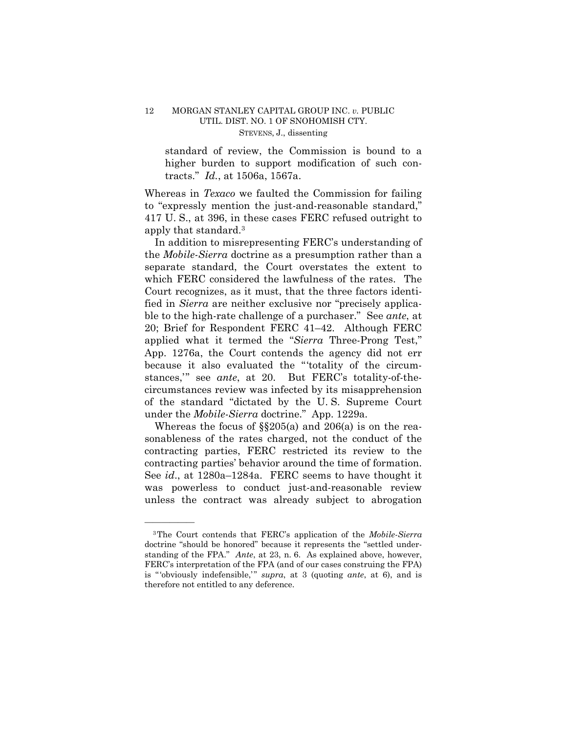> standard of review, the Commission is bound to a higher burden to support modification of such contracts." *Id.*, at 1506a, 1567a.

Whereas in *Texaco* we faulted the Commission for failing to "expressly mention the just-and-reasonable standard," 417 U. S., at 396, in these cases FERC refused outright to apply that standard.[3]

In addition to misrepresenting FERC's understanding of the *Mobile-Sierra* doctrine as a presumption rather than a separate standard, the Court overstates the extent to which FERC considered the lawfulness of the rates. The Court recognizes, as it must, that the three factors identified in *Sierra* are neither exclusive nor "precisely applicable to the high-rate challenge of a purchaser." See *ante*, at 20; Brief for Respondent FERC 41–42. Although FERC applied what it termed the "*Sierra* Three-Prong Test," App. 1276a, the Court contends the agency did not err because it also evaluated the "'totality of the circumstances,'" see *ante*, at 20. But FERC's totality-of-the-circumstances review was infected by its misapprehension of the standard "dictated by the U. S. Supreme Court under the *Mobile-Sierra* doctrine." App. 1229a.

Whereas the focus of §§205(a) and 206(a) is on the reasonableness of the rates charged, not the conduct of the contracting parties, FERC restricted its review to the contracting parties' behavior around the time of formation. See *id*., at 1280a–1284a. FERC seems to have thought it was powerless to conduct just-and-reasonable review unless the contract was already subject to abrogation

---

[3] The Court contends that FERC's application of the *Mobile-Sierra* doctrine "should be honored" because it represents the "settled understanding of the FPA." *Ante*, at 23, n. 6. As explained above, however, FERC's interpretation of the FPA (and of our cases construing the FPA) is "'obviously indefensible,'" *supra*, at 3 (quoting *ante*, at 6), and is therefore not entitled to any deference.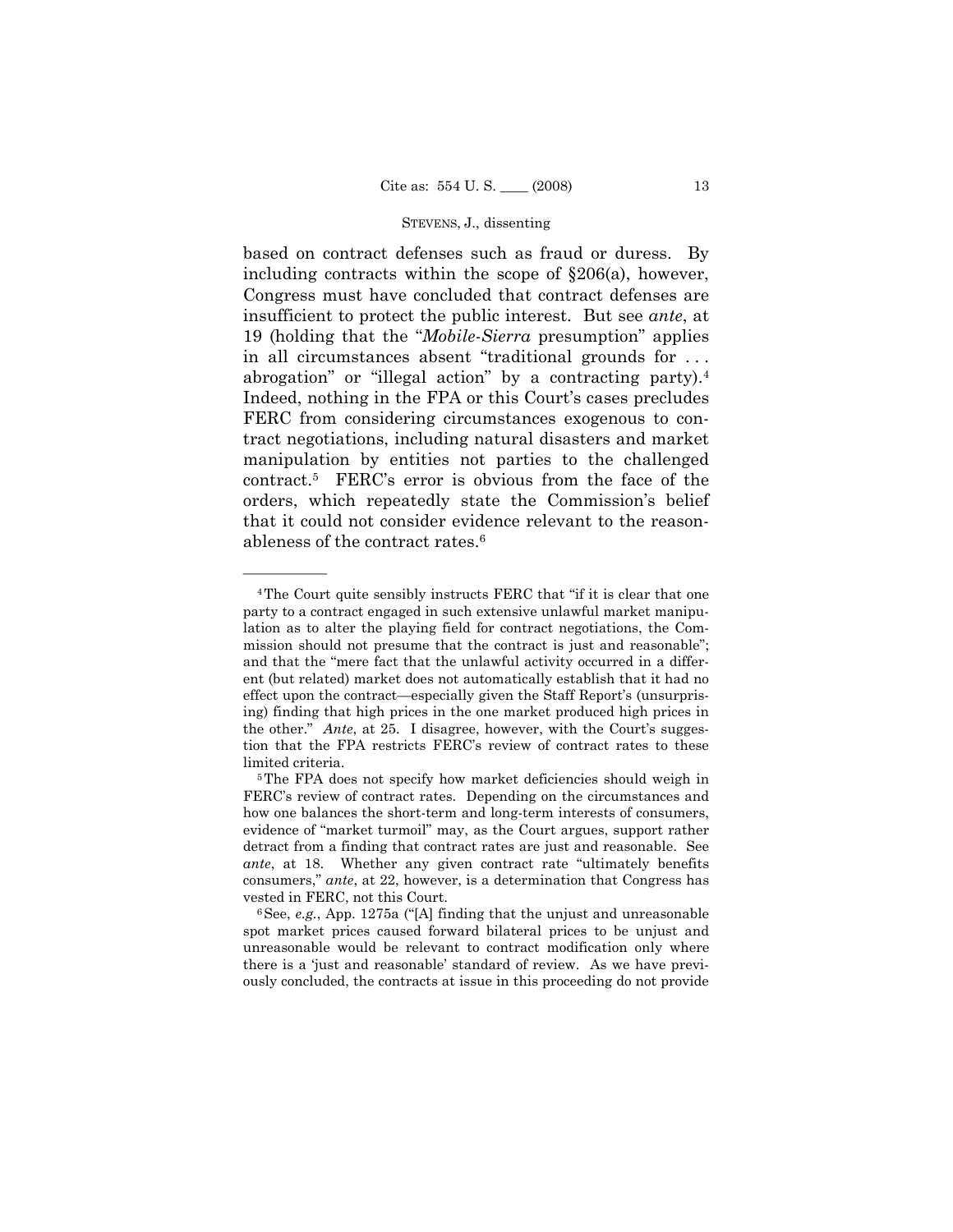based on contract defenses such as fraud or duress. By including contracts within the scope of §206(a), however, Congress must have concluded that contract defenses are insufficient to protect the public interest. But see *ante*, at 19 (holding that the "*Mobile-Sierra* presumption" applies in all circumstances absent "traditional grounds for . . . abrogation" or "illegal action" by a contracting party).[4] Indeed, nothing in the FPA or this Court's cases precludes FERC from considering circumstances exogenous to contract negotiations, including natural disasters and market manipulation by entities not parties to the challenged contract.[5] FERC's error is obvious from the face of the orders, which repeatedly state the Commission's belief that it could not consider evidence relevant to the reasonableness of the contract rates.[6]

---

[4] The Court quite sensibly instructs FERC that "if it is clear that one party to a contract engaged in such extensive unlawful market manipulation as to alter the playing field for contract negotiations, the Commission should not presume that the contract is just and reasonable"; and that the "mere fact that the unlawful activity occurred in a different (but related) market does not automatically establish that it had no effect upon the contract—especially given the Staff Report's (unsurprising) finding that high prices in the one market produced high prices in the other." *Ante*, at 25. I disagree, however, with the Court's suggestion that the FPA restricts FERC's review of contract rates to these limited criteria.

[5] The FPA does not specify how market deficiencies should weigh in FERC's review of contract rates. Depending on the circumstances and how one balances the short-term and long-term interests of consumers, evidence of "market turmoil" may, as the Court argues, support rather detract from a finding that contract rates are just and reasonable. See *ante*, at 18. Whether any given contract rate "ultimately benefits consumers," *ante*, at 22, however, is a determination that Congress has vested in FERC, not this Court.

[6] See, *e.g.*, App. 1275a ("[A] finding that the unjust and unreasonable spot market prices caused forward bilateral prices to be unjust and unreasonable would be relevant to contract modification only where there is a 'just and reasonable' standard of review. As we have previously concluded, the contracts at issue in this proceeding do not provide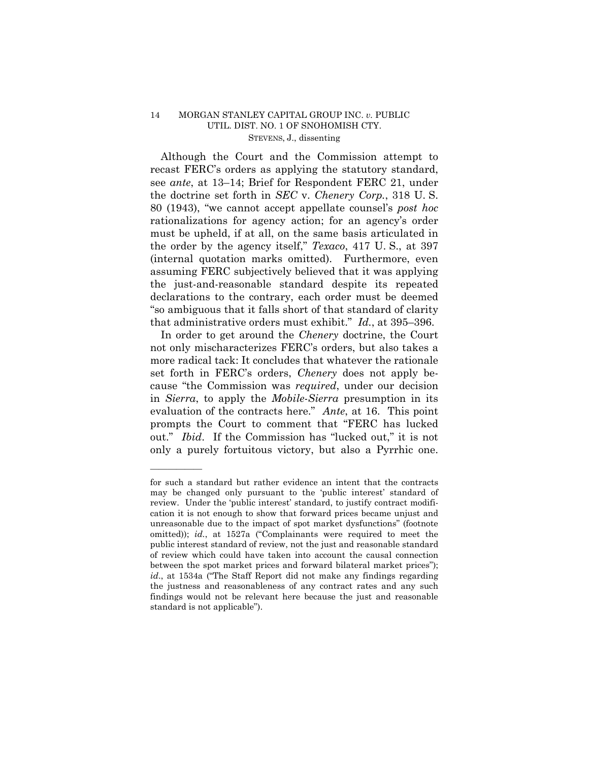Although the Court and the Commission attempt to recast FERC's orders as applying the statutory standard, see *ante*, at 13–14; Brief for Respondent FERC 21, under the doctrine set forth in *SEC* v. *Chenery Corp.*, 318 U. S. 80 (1943), "we cannot accept appellate counsel's *post hoc* rationalizations for agency action; for an agency's order must be upheld, if at all, on the same basis articulated in the order by the agency itself," *Texaco*, 417 U. S., at 397 (internal quotation marks omitted). Furthermore, even assuming FERC subjectively believed that it was applying the just-and-reasonable standard despite its repeated declarations to the contrary, each order must be deemed "so ambiguous that it falls short of that standard of clarity that administrative orders must exhibit." *Id.*, at 395–396.

In order to get around the *Chenery* doctrine, the Court not only mischaracterizes FERC's orders, but also takes a more radical tack: It concludes that whatever the rationale set forth in FERC's orders, *Chenery* does not apply because "the Commission was *required*, under our decision in *Sierra*, to apply the *Mobile-Sierra* presumption in its evaluation of the contracts here." *Ante*, at 16. This point prompts the Court to comment that "FERC has lucked out." *Ibid.* If the Commission has "lucked out," it is not only a purely fortuitous victory, but also a Pyrrhic one.

---

for such a standard but rather evidence an intent that the contracts may be changed only pursuant to the 'public interest' standard of review. Under the 'public interest' standard, to justify contract modification it is not enough to show that forward prices became unjust and unreasonable due to the impact of spot market dysfunctions" (footnote omitted)); *id.*, at 1527a ("Complainants were required to meet the public interest standard of review, not the just and reasonable standard of review which could have taken into account the causal connection between the spot market prices and forward bilateral market prices"); *id.*, at 1534a ("The Staff Report did not make any findings regarding the justness and reasonableness of any contract rates and any such findings would not be relevant here because the just and reasonable standard is not applicable").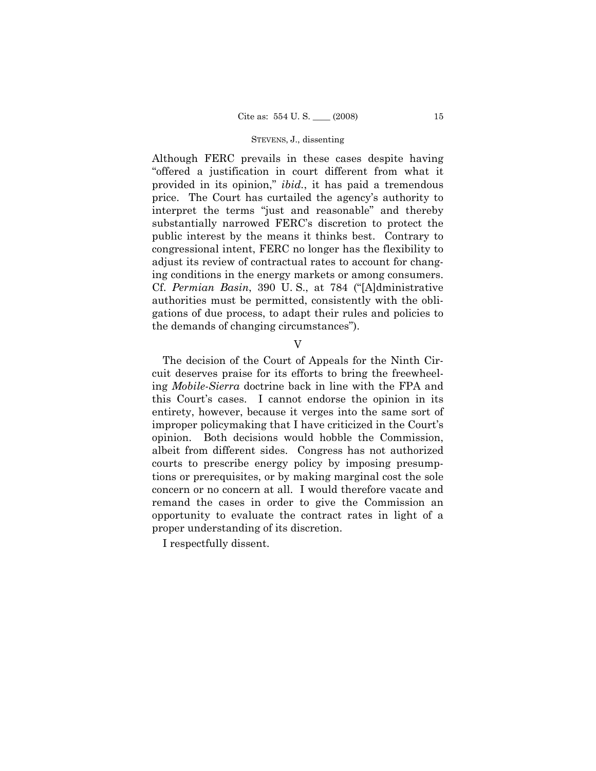Although FERC prevails in these cases despite having "offered a justification in court different from what it provided in its opinion," *ibid.*, it has paid a tremendous price. The Court has curtailed the agency's authority to interpret the terms "just and reasonable" and thereby substantially narrowed FERC's discretion to protect the public interest by the means it thinks best. Contrary to congressional intent, FERC no longer has the flexibility to adjust its review of contractual rates to account for changing conditions in the energy markets or among consumers. Cf. *Permian Basin*, 390 U. S., at 784 ("[A]dministrative authorities must be permitted, consistently with the obligations of due process, to adapt their rules and policies to the demands of changing circumstances").

## V

The decision of the Court of Appeals for the Ninth Circuit deserves praise for its efforts to bring the freewheeling *Mobile-Sierra* doctrine back in line with the FPA and this Court's cases. I cannot endorse the opinion in its entirety, however, because it verges into the same sort of improper policymaking that I have criticized in the Court's opinion. Both decisions would hobble the Commission, albeit from different sides. Congress has not authorized courts to prescribe energy policy by imposing presumptions or prerequisites, or by making marginal cost the sole concern or no concern at all. I would therefore vacate and remand the cases in order to give the Commission an opportunity to evaluate the contract rates in light of a proper understanding of its discretion.

I respectfully dissent.